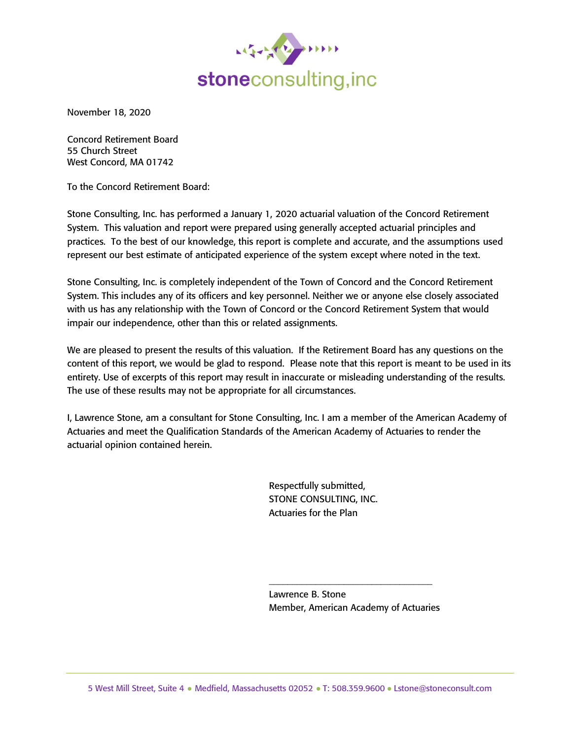**stoneconsulting,inc**

November 18, 2020

Concord Retirement Board
55 Church Street
West Concord, MA 01742

To the Concord Retirement Board:

Stone Consulting, Inc. has performed a January 1, 2020 actuarial valuation of the Concord Retirement System. This valuation and report were prepared using generally accepted actuarial principles and practices. To the best of our knowledge, this report is complete and accurate, and the assumptions used represent our best estimate of anticipated experience of the system except where noted in the text.

Stone Consulting, Inc. is completely independent of the Town of Concord and the Concord Retirement System. This includes any of its officers and key personnel. Neither we or anyone else closely associated with us has any relationship with the Town of Concord or the Concord Retirement System that would impair our independence, other than this or related assignments.

We are pleased to present the results of this valuation. If the Retirement Board has any questions on the content of this report, we would be glad to respond. Please note that this report is meant to be used in its entirety. Use of excerpts of this report may result in inaccurate or misleading understanding of the results. The use of these results may not be appropriate for all circumstances.

I, Lawrence Stone, am a consultant for Stone Consulting, Inc. I am a member of the American Academy of Actuaries and meet the Qualification Standards of the American Academy of Actuaries to render the actuarial opinion contained herein.

Respectfully submitted,
STONE CONSULTING, INC.
Actuaries for the Plan

\_\_\_\_\_\_\_\_\_\_\_\_\_\_\_\_\_\_\_\_\_\_\_\_\_\_\_\_\_\_\_\_\_\_

Lawrence B. Stone
Member, American Academy of Actuaries

5 West Mill Street, Suite 4 • Medfield, Massachusetts 02052 • T: 508.359.9600 • Lstone@stoneconsult.com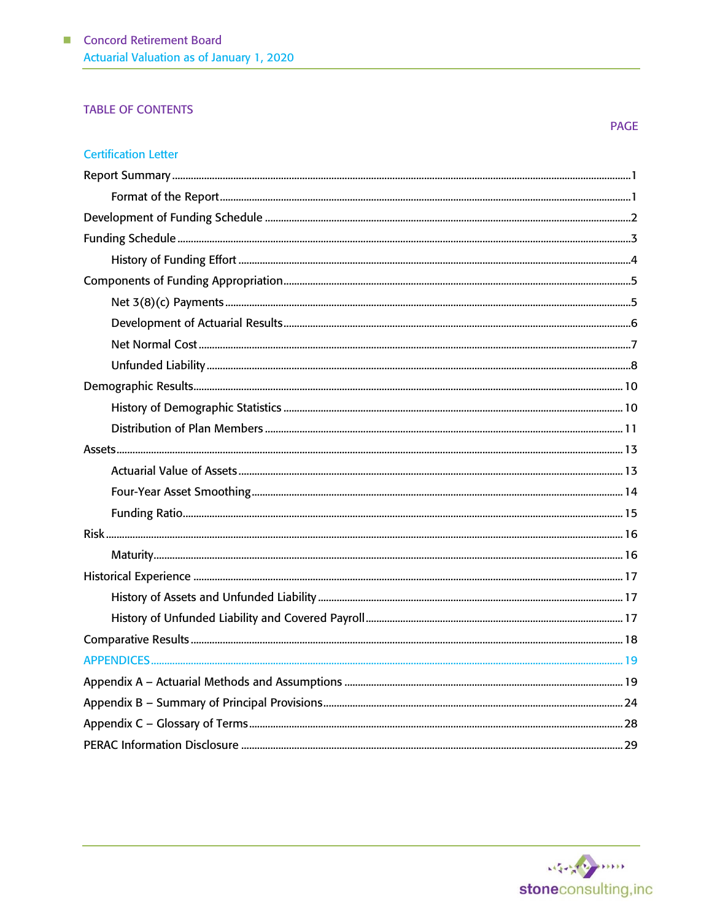# TABLE OF CONTENTS

| | PAGE |
|---|---|
| Certification Letter | |
| Report Summary | 1 |
| Format of the Report | 1 |
| Development of Funding Schedule | 2 |
| Funding Schedule | 3 |
| History of Funding Effort | 4 |
| Components of Funding Appropriation | 5 |
| Net 3(8)(c) Payments | 5 |
| Development of Actuarial Results | 6 |
| Net Normal Cost | 7 |
| Unfunded Liability | 8 |
| Demographic Results | 10 |
| History of Demographic Statistics | 10 |
| Distribution of Plan Members | 11 |
| Assets | 13 |
| Actuarial Value of Assets | 13 |
| Four-Year Asset Smoothing | 14 |
| Funding Ratio | 15 |
| Risk | 16 |
| Maturity | 16 |
| Historical Experience | 17 |
| History of Assets and Unfunded Liability | 17 |
| History of Unfunded Liability and Covered Payroll | 17 |
| Comparative Results | 18 |
| APPENDICES | 19 |
| Appendix A – Actuarial Methods and Assumptions | 19 |
| Appendix B – Summary of Principal Provisions | 24 |
| Appendix C – Glossary of Terms | 28 |
| PERAC Information Disclosure | 29 |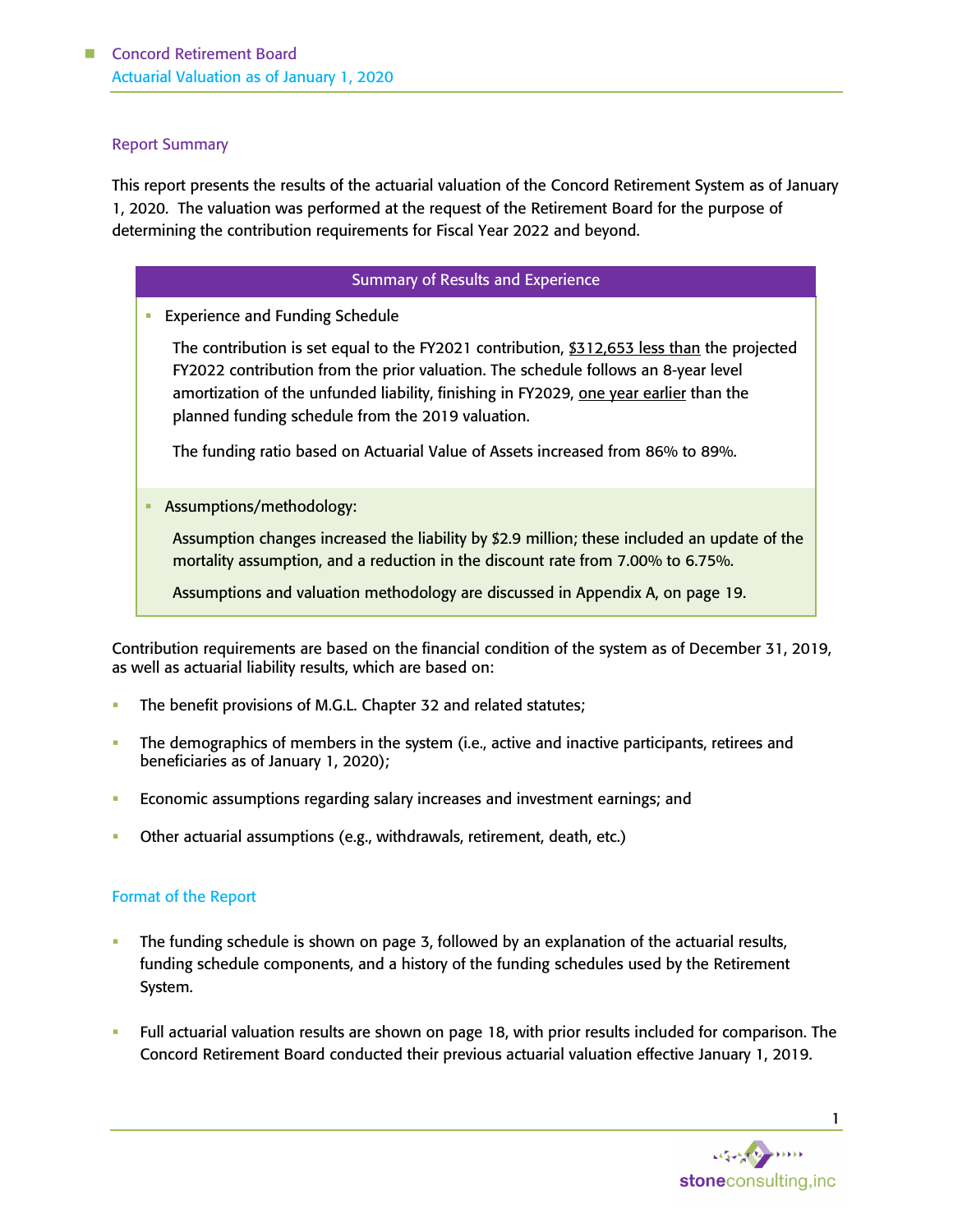## Report Summary

This report presents the results of the actuarial valuation of the Concord Retirement System as of January 1, 2020. The valuation was performed at the request of the Retirement Board for the purpose of determining the contribution requirements for Fiscal Year 2022 and beyond.

### Summary of Results and Experience

- Experience and Funding Schedule

  The contribution is set equal to the FY2021 contribution, <u>$312,653 less than</u> the projected FY2022 contribution from the prior valuation. The schedule follows an 8-year level amortization of the unfunded liability, finishing in FY2029, <u>one year earlier</u> than the planned funding schedule from the 2019 valuation.

  The funding ratio based on Actuarial Value of Assets increased from 86% to 89%.

- Assumptions/methodology:

  Assumption changes increased the liability by $2.9 million; these included an update of the mortality assumption, and a reduction in the discount rate from 7.00% to 6.75%.

  Assumptions and valuation methodology are discussed in Appendix A, on page 19.

Contribution requirements are based on the financial condition of the system as of December 31, 2019, as well as actuarial liability results, which are based on:

- The benefit provisions of M.G.L. Chapter 32 and related statutes;
- The demographics of members in the system (i.e., active and inactive participants, retirees and beneficiaries as of January 1, 2020);
- Economic assumptions regarding salary increases and investment earnings; and
- Other actuarial assumptions (e.g., withdrawals, retirement, death, etc.)

## Format of the Report

- The funding schedule is shown on page 3, followed by an explanation of the actuarial results, funding schedule components, and a history of the funding schedules used by the Retirement System.
- Full actuarial valuation results are shown on page 18, with prior results included for comparison. The Concord Retirement Board conducted their previous actuarial valuation effective January 1, 2019.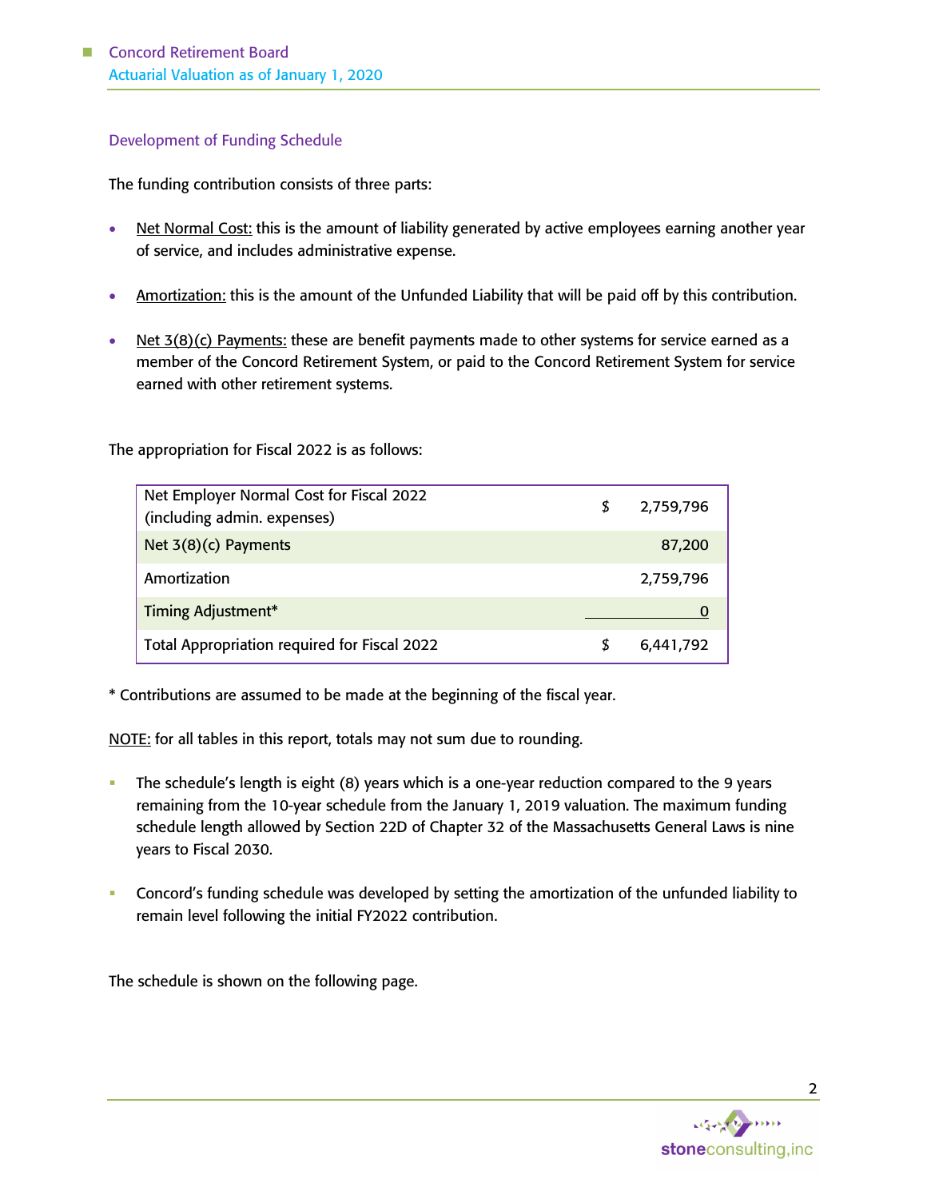## Development of Funding Schedule

The funding contribution consists of three parts:

- Net Normal Cost: this is the amount of liability generated by active employees earning another year of service, and includes administrative expense.
- Amortization: this is the amount of the Unfunded Liability that will be paid off by this contribution.
- Net 3(8)(c) Payments: these are benefit payments made to other systems for service earned as a member of the Concord Retirement System, or paid to the Concord Retirement System for service earned with other retirement systems.

The appropriation for Fiscal 2022 is as follows:

| | |
|---|---|
| Net Employer Normal Cost for Fiscal 2022 (including admin. expenses) | $ 2,759,796 |
| Net 3(8)(c) Payments | 87,200 |
| Amortization | 2,759,796 |
| Timing Adjustment* | 0 |
| Total Appropriation required for Fiscal 2022 | $ 6,441,792 |

* Contributions are assumed to be made at the beginning of the fiscal year.

NOTE: for all tables in this report, totals may not sum due to rounding.

- The schedule's length is eight (8) years which is a one-year reduction compared to the 9 years remaining from the 10-year schedule from the January 1, 2019 valuation. The maximum funding schedule length allowed by Section 22D of Chapter 32 of the Massachusetts General Laws is nine years to Fiscal 2030.
- Concord's funding schedule was developed by setting the amortization of the unfunded liability to remain level following the initial FY2022 contribution.

The schedule is shown on the following page.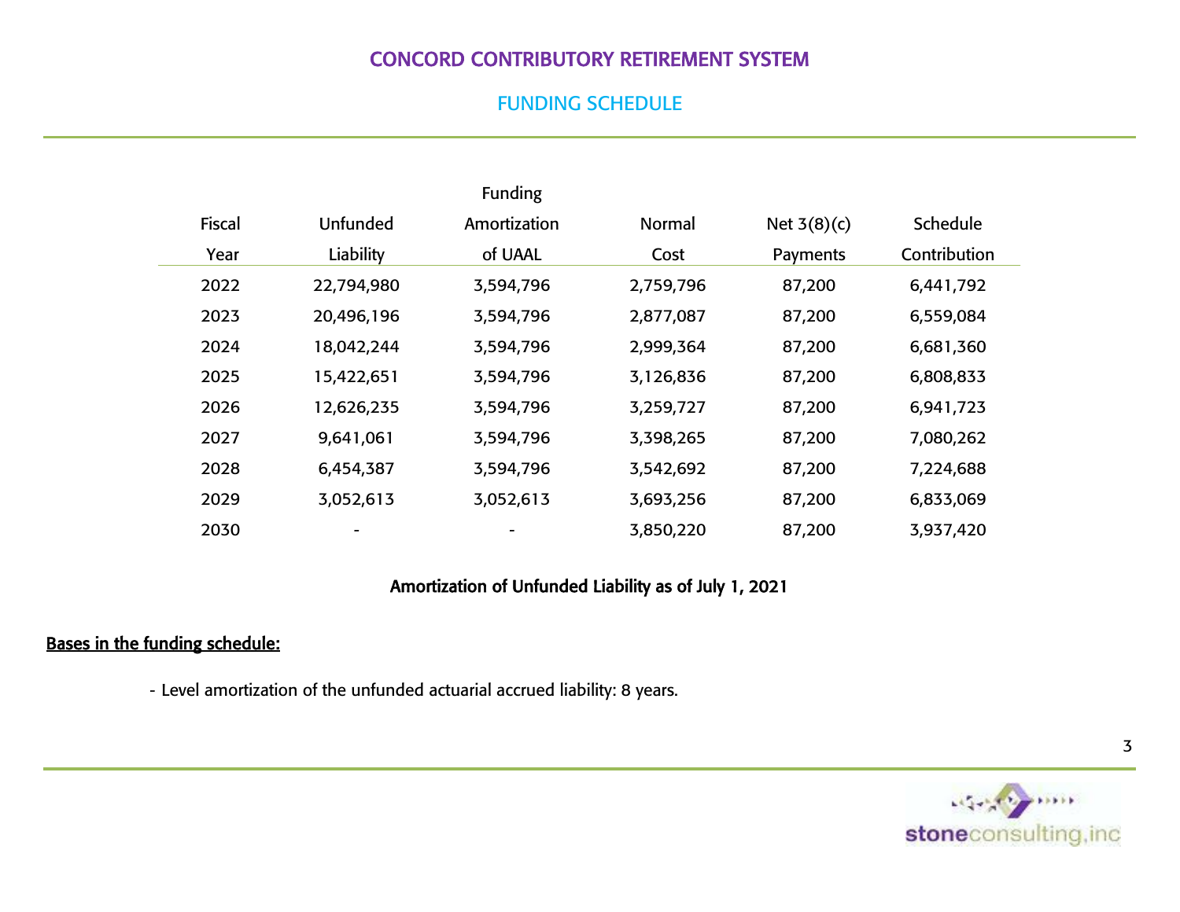# CONCORD CONTRIBUTORY RETIREMENT SYSTEM

## FUNDING SCHEDULE

| Fiscal Year | Unfunded Liability | Funding Amortization of UAAL | Normal Cost | Net 3(8)(c) Payments | Schedule Contribution |
|---|---|---|---|---|---|
| 2022 | 22,794,980 | 3,594,796 | 2,759,796 | 87,200 | 6,441,792 |
| 2023 | 20,496,196 | 3,594,796 | 2,877,087 | 87,200 | 6,559,084 |
| 2024 | 18,042,244 | 3,594,796 | 2,999,364 | 87,200 | 6,681,360 |
| 2025 | 15,422,651 | 3,594,796 | 3,126,836 | 87,200 | 6,808,833 |
| 2026 | 12,626,235 | 3,594,796 | 3,259,727 | 87,200 | 6,941,723 |
| 2027 | 9,641,061 | 3,594,796 | 3,398,265 | 87,200 | 7,080,262 |
| 2028 | 6,454,387 | 3,594,796 | 3,542,692 | 87,200 | 7,224,688 |
| 2029 | 3,052,613 | 3,052,613 | 3,693,256 | 87,200 | 6,833,069 |
| 2030 | - | - | 3,850,220 | 87,200 | 3,937,420 |

**Amortization of Unfunded Liability as of July 1, 2021**

**Bases in the funding schedule:**

- Level amortization of the unfunded actuarial accrued liability: 8 years.

stoneconsulting,inc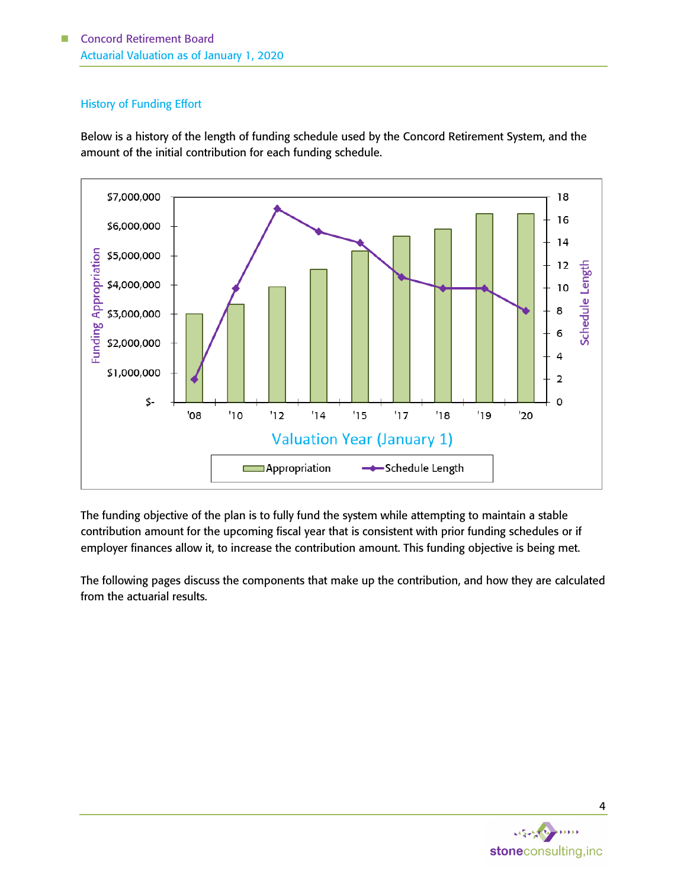## History of Funding Effort

Below is a history of the length of funding schedule used by the Concord Retirement System, and the amount of the initial contribution for each funding schedule.

The funding objective of the plan is to fully fund the system while attempting to maintain a stable contribution amount for the upcoming fiscal year that is consistent with prior funding schedules or if employer finances allow it, to increase the contribution amount. This funding objective is being met.

The following pages discuss the components that make up the contribution, and how they are calculated from the actuarial results.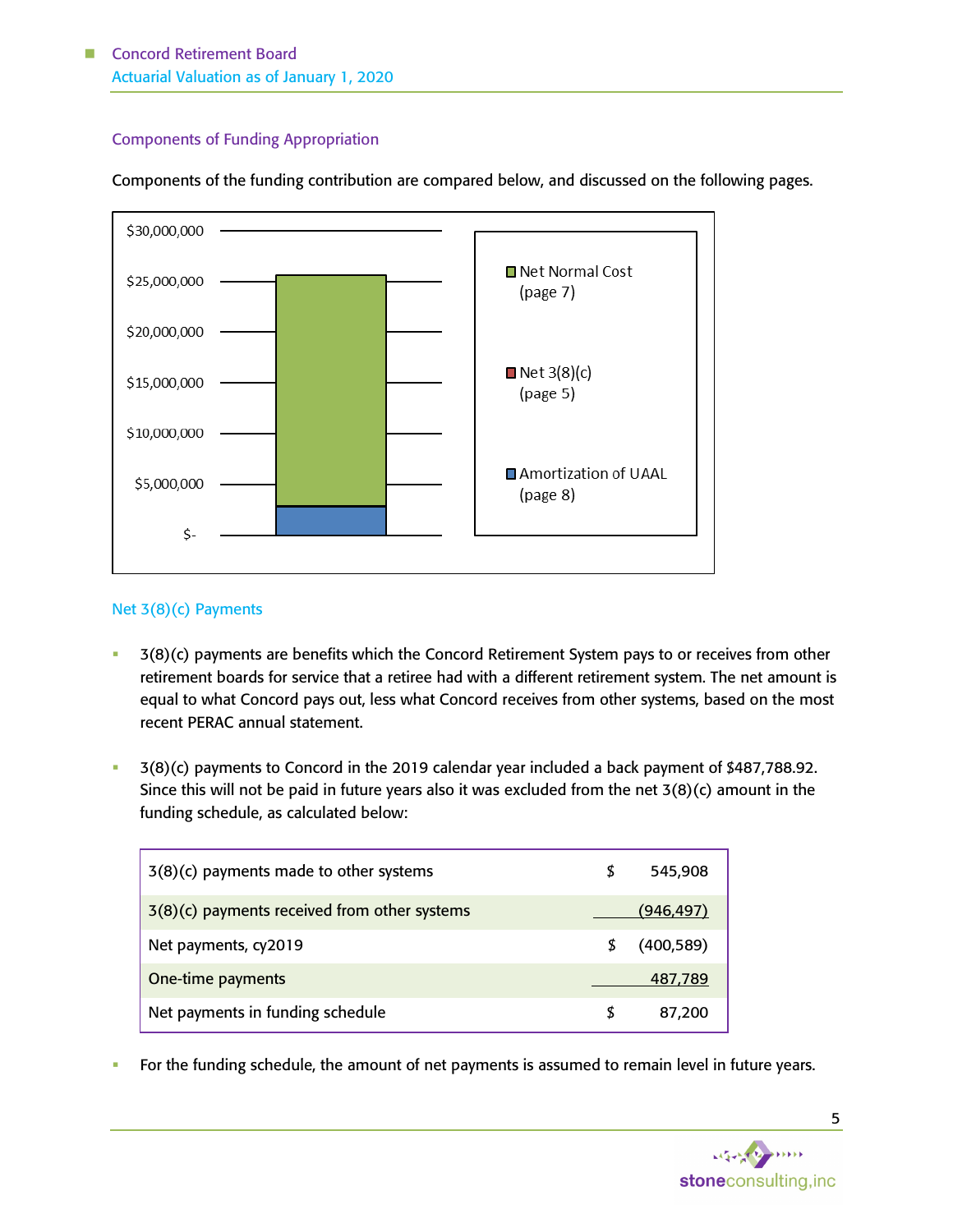## Components of Funding Appropriation

Components of the funding contribution are compared below, and discussed on the following pages.

$30,000,000
$25,000,000
$20,000,000
$15,000,000
$10,000,000
$5,000,000
$-

Net Normal Cost (page 7)

Net 3(8)(c) (page 5)

Amortization of UAAL (page 8)

## Net 3(8)(c) Payments

- 3(8)(c) payments are benefits which the Concord Retirement System pays to or receives from other retirement boards for service that a retiree had with a different retirement system. The net amount is equal to what Concord pays out, less what Concord receives from other systems, based on the most recent PERAC annual statement.
- 3(8)(c) payments to Concord in the 2019 calendar year included a back payment of $487,788.92. Since this will not be paid in future years also it was excluded from the net 3(8)(c) amount in the funding schedule, as calculated below:

| | |
|---|---|
| 3(8)(c) payments made to other systems | $ 545,908 |
| 3(8)(c) payments received from other systems | (946,497) |
| Net payments, cy2019 | $ (400,589) |
| One-time payments | 487,789 |
| Net payments in funding schedule | $ 87,200 |

- For the funding schedule, the amount of net payments is assumed to remain level in future years.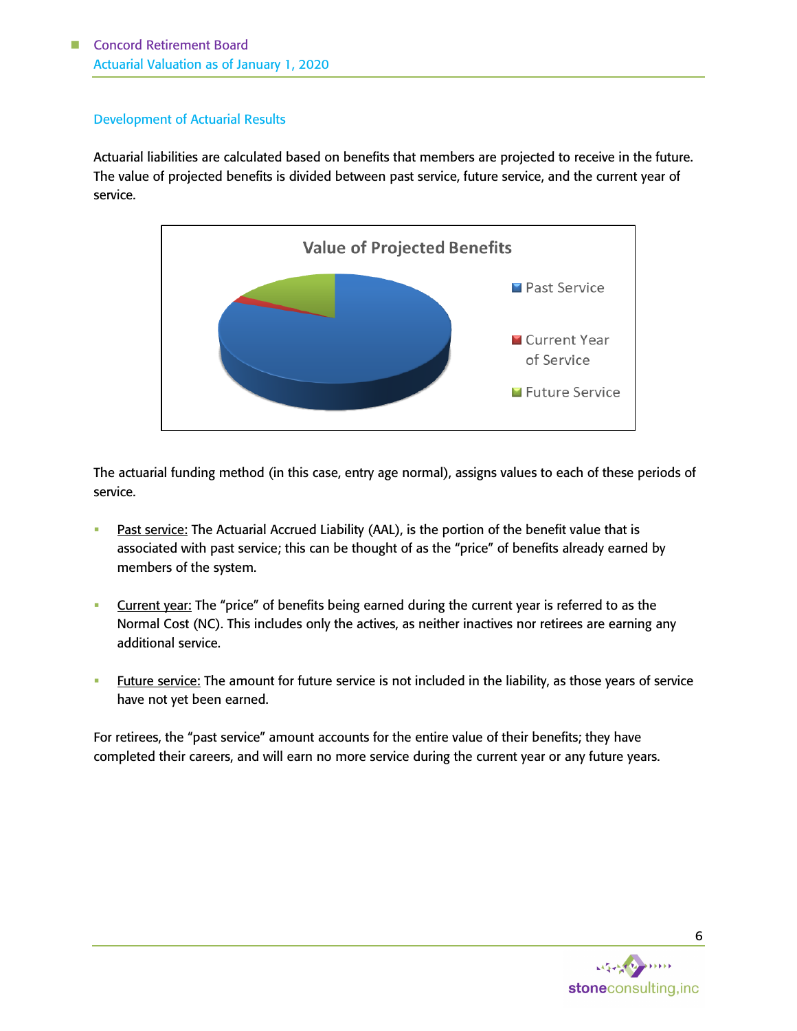## Development of Actuarial Results

Actuarial liabilities are calculated based on benefits that members are projected to receive in the future. The value of projected benefits is divided between past service, future service, and the current year of service.

**Value of Projected Benefits**

- Past Service
- Current Year of Service
- Future Service

The actuarial funding method (in this case, entry age normal), assigns values to each of these periods of service.

- Past service: The Actuarial Accrued Liability (AAL), is the portion of the benefit value that is associated with past service; this can be thought of as the "price" of benefits already earned by members of the system.
- Current year: The "price" of benefits being earned during the current year is referred to as the Normal Cost (NC). This includes only the actives, as neither inactives nor retirees are earning any additional service.
- Future service: The amount for future service is not included in the liability, as those years of service have not yet been earned.

For retirees, the "past service" amount accounts for the entire value of their benefits; they have completed their careers, and will earn no more service during the current year or any future years.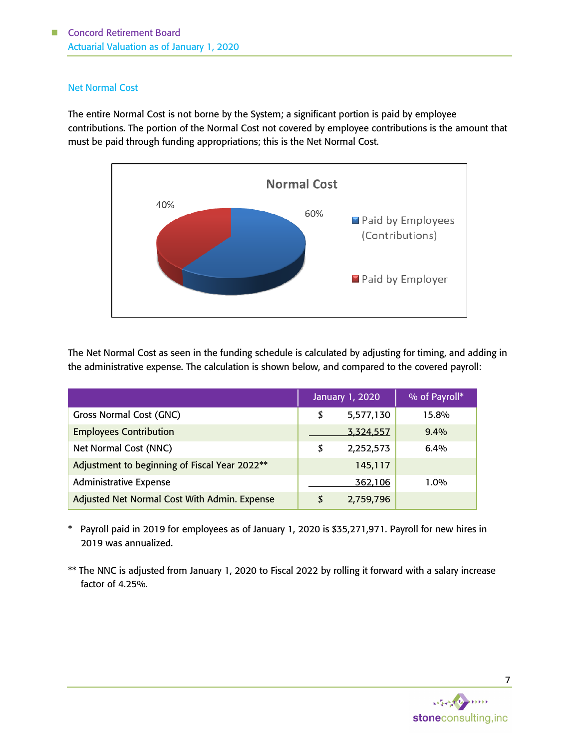## Net Normal Cost

The entire Normal Cost is not borne by the System; a significant portion is paid by employee contributions. The portion of the Normal Cost not covered by employee contributions is the amount that must be paid through funding appropriations; this is the Net Normal Cost.

The Net Normal Cost as seen in the funding schedule is calculated by adjusting for timing, and adding in the administrative expense. The calculation is shown below, and compared to the covered payroll:

| | January 1, 2020 | % of Payroll* |
|---|---|---|
| Gross Normal Cost (GNC) | $ 5,577,130 | 15.8% |
| Employees Contribution | 3,324,557 | 9.4% |
| Net Normal Cost (NNC) | $ 2,252,573 | 6.4% |
| Adjustment to beginning of Fiscal Year 2022** | 145,117 | |
| Administrative Expense | 362,106 | 1.0% |
| Adjusted Net Normal Cost With Admin. Expense | $ 2,759,796 | |

\* Payroll paid in 2019 for employees as of January 1, 2020 is $35,271,971. Payroll for new hires in 2019 was annualized.

** The NNC is adjusted from January 1, 2020 to Fiscal 2022 by rolling it forward with a salary increase factor of 4.25%.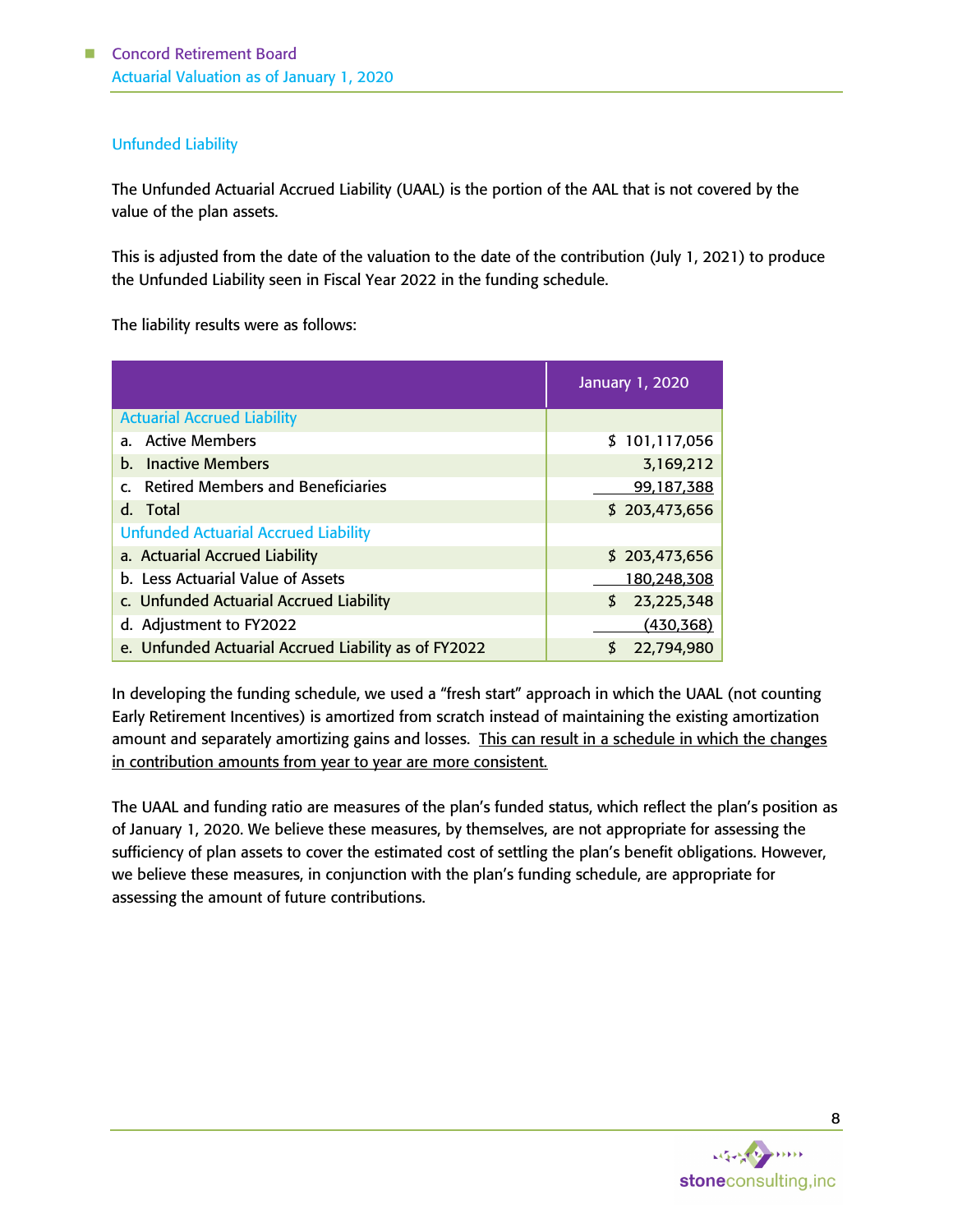## Unfunded Liability

The Unfunded Actuarial Accrued Liability (UAAL) is the portion of the AAL that is not covered by the value of the plan assets.

This is adjusted from the date of the valuation to the date of the contribution (July 1, 2021) to produce the Unfunded Liability seen in Fiscal Year 2022 in the funding schedule.

The liability results were as follows:

| | January 1, 2020 |
|---|---|
| **Actuarial Accrued Liability** | |
| a. Active Members | $ 101,117,056 |
| b. Inactive Members | 3,169,212 |
| c. Retired Members and Beneficiaries | 99,187,388 |
| d. Total | $ 203,473,656 |
| **Unfunded Actuarial Accrued Liability** | |
| a. Actuarial Accrued Liability | $ 203,473,656 |
| b. Less Actuarial Value of Assets | 180,248,308 |
| c. Unfunded Actuarial Accrued Liability | $ 23,225,348 |
| d. Adjustment to FY2022 | (430,368) |
| e. Unfunded Actuarial Accrued Liability as of FY2022 | $ 22,794,980 |

In developing the funding schedule, we used a "fresh start" approach in which the UAAL (not counting Early Retirement Incentives) is amortized from scratch instead of maintaining the existing amortization amount and separately amortizing gains and losses. <u>This can result in a schedule in which the changes in contribution amounts from year to year are more consistent.</u>

The UAAL and funding ratio are measures of the plan's funded status, which reflect the plan's position as of January 1, 2020. We believe these measures, by themselves, are not appropriate for assessing the sufficiency of plan assets to cover the estimated cost of settling the plan's benefit obligations. However, we believe these measures, in conjunction with the plan's funding schedule, are appropriate for assessing the amount of future contributions.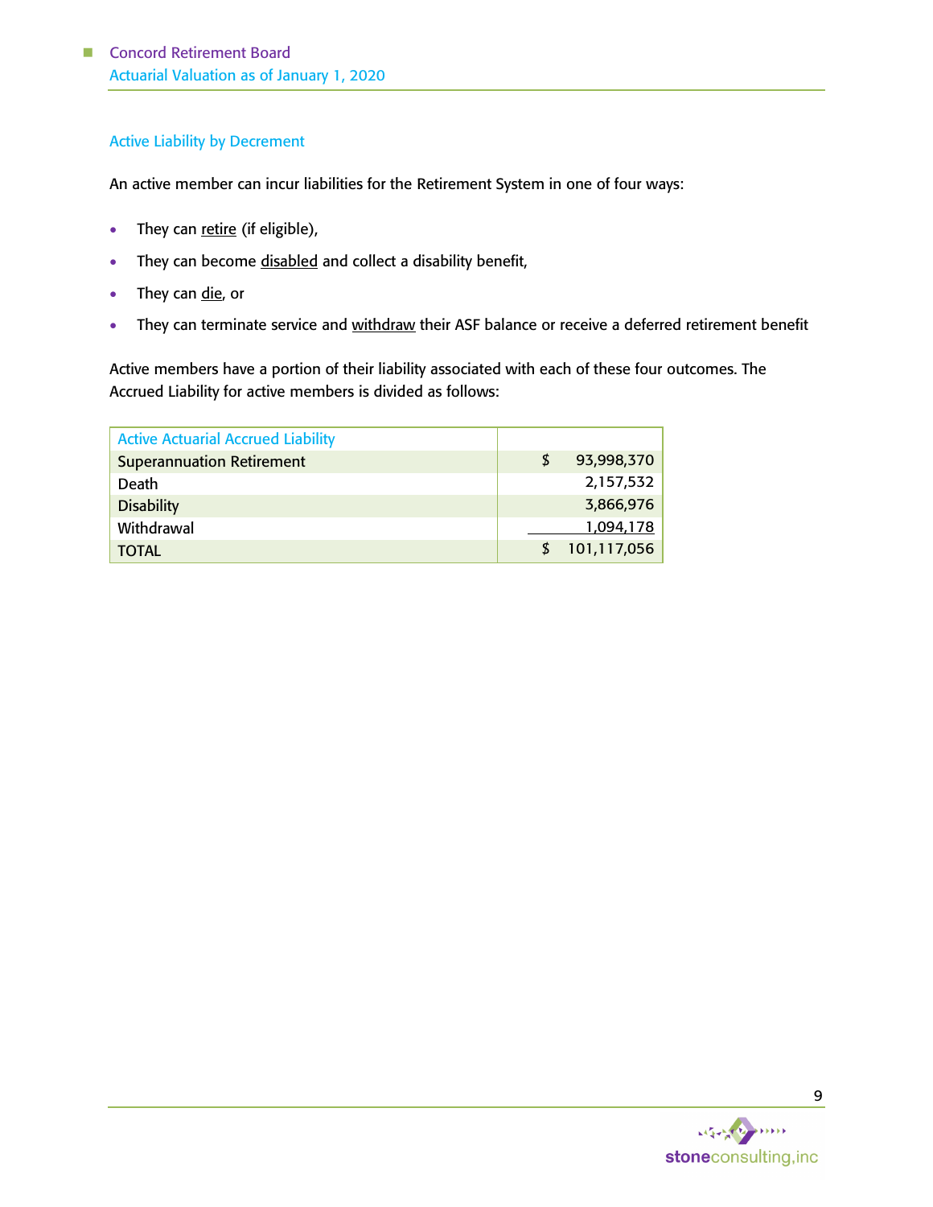## Active Liability by Decrement

An active member can incur liabilities for the Retirement System in one of four ways:

- They can retire (if eligible),
- They can become disabled and collect a disability benefit,
- They can die, or
- They can terminate service and withdraw their ASF balance or receive a deferred retirement benefit

Active members have a portion of their liability associated with each of these four outcomes. The Accrued Liability for active members is divided as follows:

| Active Actuarial Accrued Liability | |
|---|---|
| Superannuation Retirement | $ 93,998,370 |
| Death | 2,157,532 |
| Disability | 3,866,976 |
| Withdrawal | 1,094,178 |
| TOTAL | $ 101,117,056 |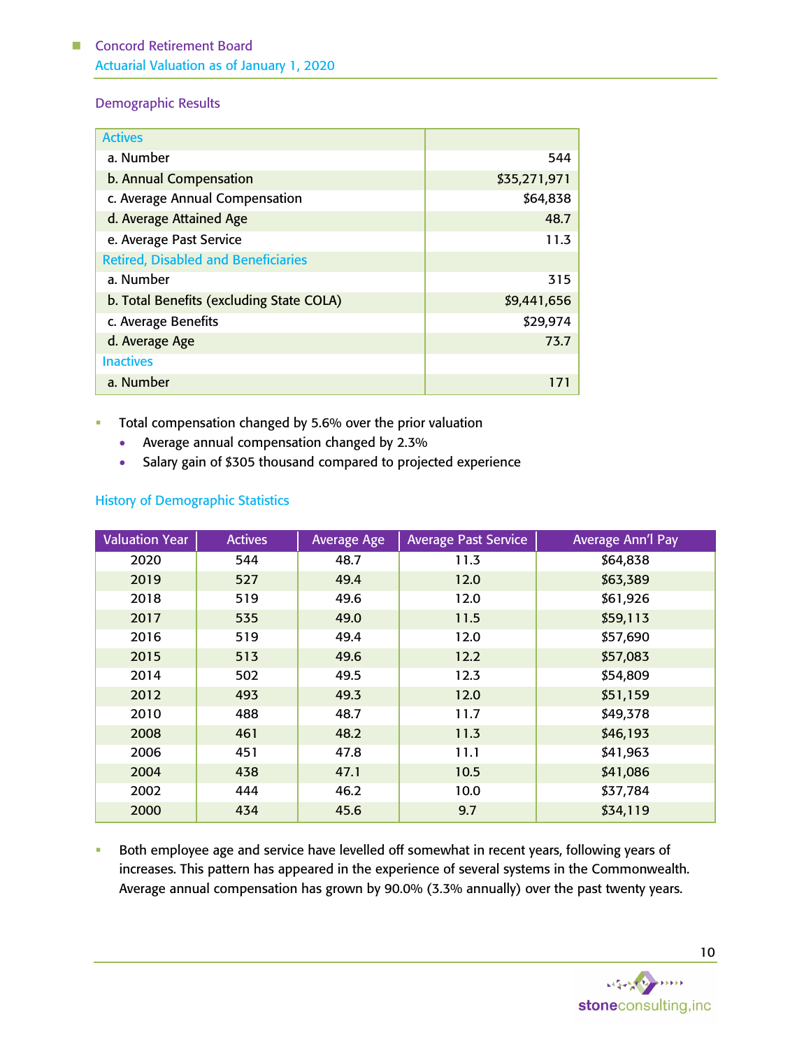## Demographic Results

| Actives | |
|---|---|
| a. Number | 544 |
| b. Annual Compensation | $35,271,971 |
| c. Average Annual Compensation | $64,838 |
| d. Average Attained Age | 48.7 |
| e. Average Past Service | 11.3 |
| **Retired, Disabled and Beneficiaries** | |
| a. Number | 315 |
| b. Total Benefits (excluding State COLA) | $9,441,656 |
| c. Average Benefits | $29,974 |
| d. Average Age | 73.7 |
| **Inactives** | |
| a. Number | 171 |

- Total compensation changed by 5.6% over the prior valuation
  - Average annual compensation changed by 2.3%
  - Salary gain of $305 thousand compared to projected experience

## History of Demographic Statistics

| Valuation Year | Actives | Average Age | Average Past Service | Average Ann'l Pay |
|---|---|---|---|---|
| 2020 | 544 | 48.7 | 11.3 | $64,838 |
| 2019 | 527 | 49.4 | 12.0 | $63,389 |
| 2018 | 519 | 49.6 | 12.0 | $61,926 |
| 2017 | 535 | 49.0 | 11.5 | $59,113 |
| 2016 | 519 | 49.4 | 12.0 | $57,690 |
| 2015 | 513 | 49.6 | 12.2 | $57,083 |
| 2014 | 502 | 49.5 | 12.3 | $54,809 |
| 2012 | 493 | 49.3 | 12.0 | $51,159 |
| 2010 | 488 | 48.7 | 11.7 | $49,378 |
| 2008 | 461 | 48.2 | 11.3 | $46,193 |
| 2006 | 451 | 47.8 | 11.1 | $41,963 |
| 2004 | 438 | 47.1 | 10.5 | $41,086 |
| 2002 | 444 | 46.2 | 10.0 | $37,784 |
| 2000 | 434 | 45.6 | 9.7 | $34,119 |

- Both employee age and service have levelled off somewhat in recent years, following years of increases. This pattern has appeared in the experience of several systems in the Commonwealth. Average annual compensation has grown by 90.0% (3.3% annually) over the past twenty years.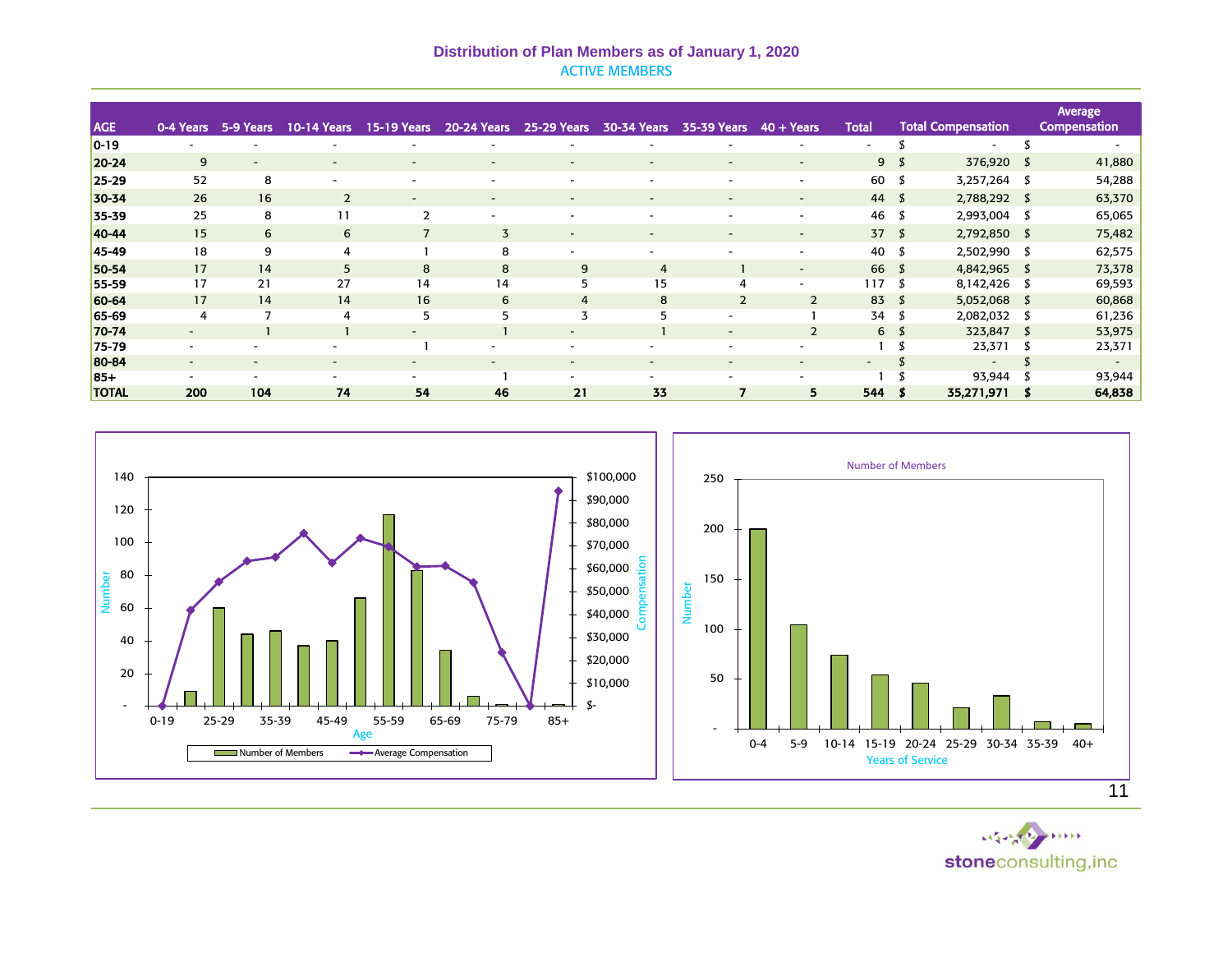# Distribution of Plan Members as of January 1, 2020

## ACTIVE MEMBERS

| AGE | 0-4 Years | 5-9 Years | 10-14 Years | 15-19 Years | 20-24 Years | 25-29 Years | 30-34 Years | 35-39 Years | 40 + Years | Total | Total Compensation | Average Compensation |
|---|---|---|---|---|---|---|---|---|---|---|---|---|
| 0-19 | - | - | - | - | - | - | - | - | - | - | $ - | $ - |
| 20-24 | 9 | - | - | - | - | - | - | - | - | 9 | $ 376,920 | $ 41,880 |
| 25-29 | 52 | 8 | - | - | - | - | - | - | - | 60 | $ 3,257,264 | $ 54,288 |
| 30-34 | 26 | 16 | 2 | - | - | - | - | - | - | 44 | $ 2,788,292 | $ 63,370 |
| 35-39 | 25 | 8 | 11 | 2 | - | - | - | - | - | 46 | $ 2,993,004 | $ 65,065 |
| 40-44 | 15 | 6 | 6 | 7 | 3 | - | - | - | - | 37 | $ 2,792,850 | $ 75,482 |
| 45-49 | 18 | 9 | 4 | 1 | 8 | - | - | - | - | 40 | $ 2,502,990 | $ 62,575 |
| 50-54 | 17 | 14 | 5 | 8 | 8 | 9 | 4 | 1 | - | 66 | $ 4,842,965 | $ 73,378 |
| 55-59 | 17 | 21 | 27 | 14 | 14 | 5 | 15 | 4 | - | 117 | $ 8,142,426 | $ 69,593 |
| 60-64 | 17 | 14 | 14 | 16 | 6 | 4 | 8 | 2 | 2 | 83 | $ 5,052,068 | $ 60,868 |
| 65-69 | 4 | 7 | 4 | 5 | 5 | 3 | 5 | - | 1 | 34 | $ 2,082,032 | $ 61,236 |
| 70-74 | - | 1 | 1 | - | 1 | - | 1 | - | 2 | 6 | $ 323,847 | $ 53,975 |
| 75-79 | - | - | - | 1 | - | - | - | - | - | 1 | $ 23,371 | $ 23,371 |
| 80-84 | - | - | - | - | - | - | - | - | - | - | $ - | $ - |
| 85+ | - | - | - | - | 1 | - | - | - | - | 1 | $ 93,944 | $ 93,944 |
| **TOTAL** | **200** | **104** | **74** | **54** | **46** | **21** | **33** | **7** | **5** | **544** | **$ 35,271,971** | **$ 64,838** |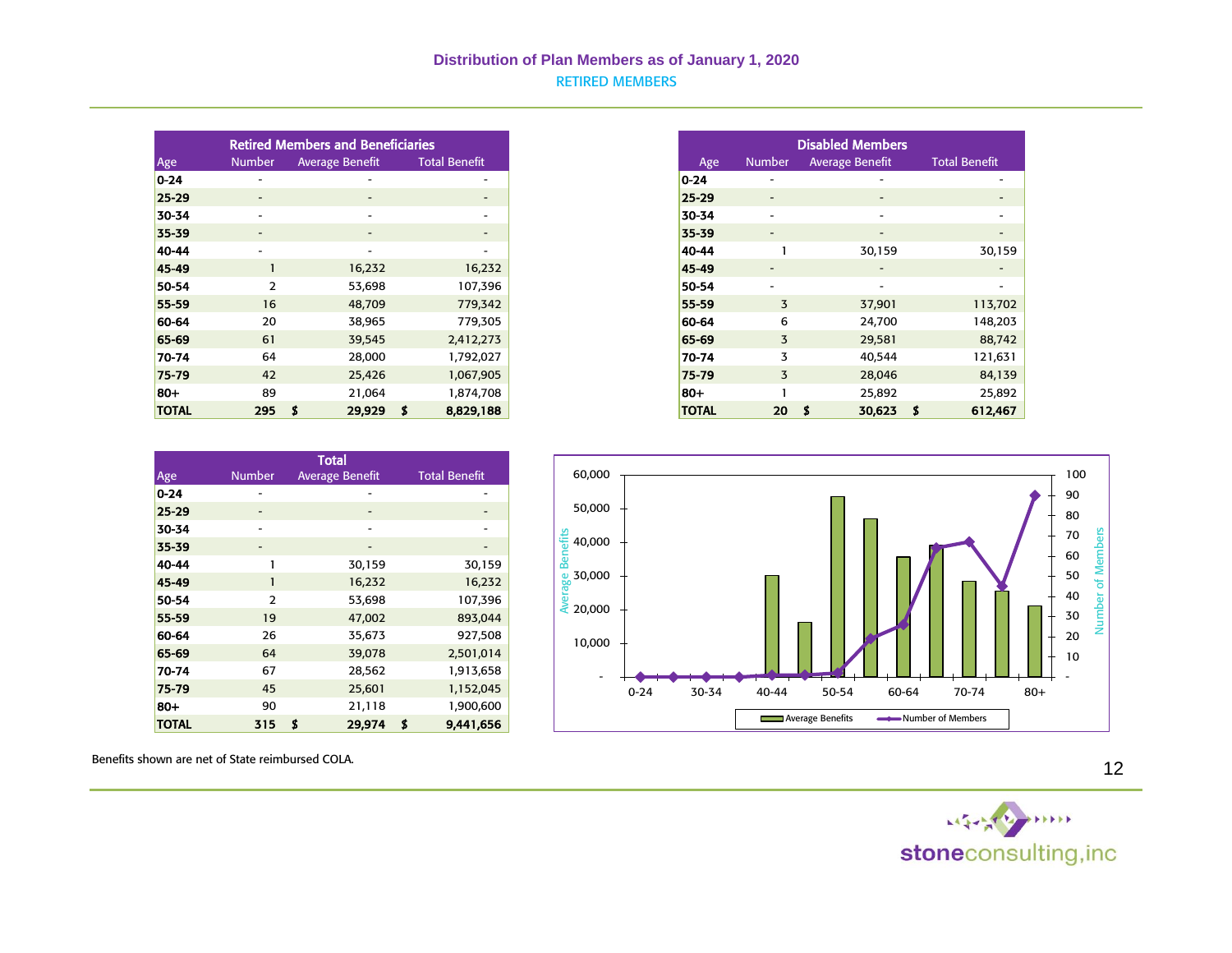## Distribution of Plan Members as of January 1, 2020

### RETIRED MEMBERS

| Retired Members and Beneficiaries | | | |
|---|---|---|---|
| Age | Number | Average Benefit | Total Benefit |
| 0-24 | - | - | - |
| 25-29 | - | - | - |
| 30-34 | - | - | - |
| 35-39 | - | - | - |
| 40-44 | - | - | - |
| 45-49 | 1 | 16,232 | 16,232 |
| 50-54 | 2 | 53,698 | 107,396 |
| 55-59 | 16 | 48,709 | 779,342 |
| 60-64 | 20 | 38,965 | 779,305 |
| 65-69 | 61 | 39,545 | 2,412,273 |
| 70-74 | 64 | 28,000 | 1,792,027 |
| 75-79 | 42 | 25,426 | 1,067,905 |
| 80+ | 89 | 21,064 | 1,874,708 |
| **TOTAL** | **295** | **$ 29,929** | **$ 8,829,188** |

| Disabled Members | | | |
|---|---|---|---|
| Age | Number | Average Benefit | Total Benefit |
| 0-24 | - | - | - |
| 25-29 | - | - | - |
| 30-34 | - | - | - |
| 35-39 | - | - | - |
| 40-44 | 1 | 30,159 | 30,159 |
| 45-49 | - | - | - |
| 50-54 | - | - | - |
| 55-59 | 3 | 37,901 | 113,702 |
| 60-64 | 6 | 24,700 | 148,203 |
| 65-69 | 3 | 29,581 | 88,742 |
| 70-74 | 3 | 40,544 | 121,631 |
| 75-79 | 3 | 28,046 | 84,139 |
| 80+ | 1 | 25,892 | 25,892 |
| **TOTAL** | **20** | **$ 30,623** | **$ 612,467** |

| Total | | | |
|---|---|---|---|
| Age | Number | Average Benefit | Total Benefit |
| 0-24 | - | - | - |
| 25-29 | - | - | - |
| 30-34 | - | - | - |
| 35-39 | - | - | - |
| 40-44 | 1 | 30,159 | 30,159 |
| 45-49 | 1 | 16,232 | 16,232 |
| 50-54 | 2 | 53,698 | 107,396 |
| 55-59 | 19 | 47,002 | 893,044 |
| 60-64 | 26 | 35,673 | 927,508 |
| 65-69 | 64 | 39,078 | 2,501,014 |
| 70-74 | 67 | 28,562 | 1,913,658 |
| 75-79 | 45 | 25,601 | 1,152,045 |
| 80+ | 90 | 21,118 | 1,900,600 |
| **TOTAL** | **315** | **$ 29,974** | **$ 9,441,656** |

Benefits shown are net of State reimbursed COLA.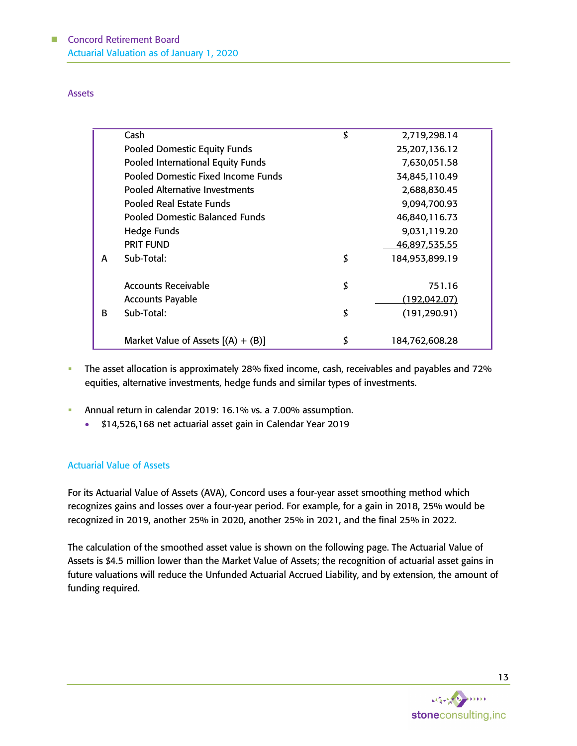## Assets

| | | | |
|---|---|---|---|
| | Cash | $ | 2,719,298.14 |
| | Pooled Domestic Equity Funds | | 25,207,136.12 |
| | Pooled International Equity Funds | | 7,630,051.58 |
| | Pooled Domestic Fixed Income Funds | | 34,845,110.49 |
| | Pooled Alternative Investments | | 2,688,830.45 |
| | Pooled Real Estate Funds | | 9,094,700.93 |
| | Pooled Domestic Balanced Funds | | 46,840,116.73 |
| | Hedge Funds | | 9,031,119.20 |
| | PRIT FUND | | 46,897,535.55 |
| A | Sub-Total: | $ | 184,953,899.19 |
| | | | |
| | Accounts Receivable | $ | 751.16 |
| | Accounts Payable | | (192,042.07) |
| B | Sub-Total: | $ | (191,290.91) |
| | | | |
| | Market Value of Assets [(A) + (B)] | $ | 184,762,608.28 |

- The asset allocation is approximately 28% fixed income, cash, receivables and payables and 72% equities, alternative investments, hedge funds and similar types of investments.

- Annual return in calendar 2019: 16.1% vs. a 7.00% assumption.
  - $14,526,168 net actuarial asset gain in Calendar Year 2019

## Actuarial Value of Assets

For its Actuarial Value of Assets (AVA), Concord uses a four-year asset smoothing method which recognizes gains and losses over a four-year period. For example, for a gain in 2018, 25% would be recognized in 2019, another 25% in 2020, another 25% in 2021, and the final 25% in 2022.

The calculation of the smoothed asset value is shown on the following page. The Actuarial Value of Assets is $4.5 million lower than the Market Value of Assets; the recognition of actuarial asset gains in future valuations will reduce the Unfunded Actuarial Accrued Liability, and by extension, the amount of funding required.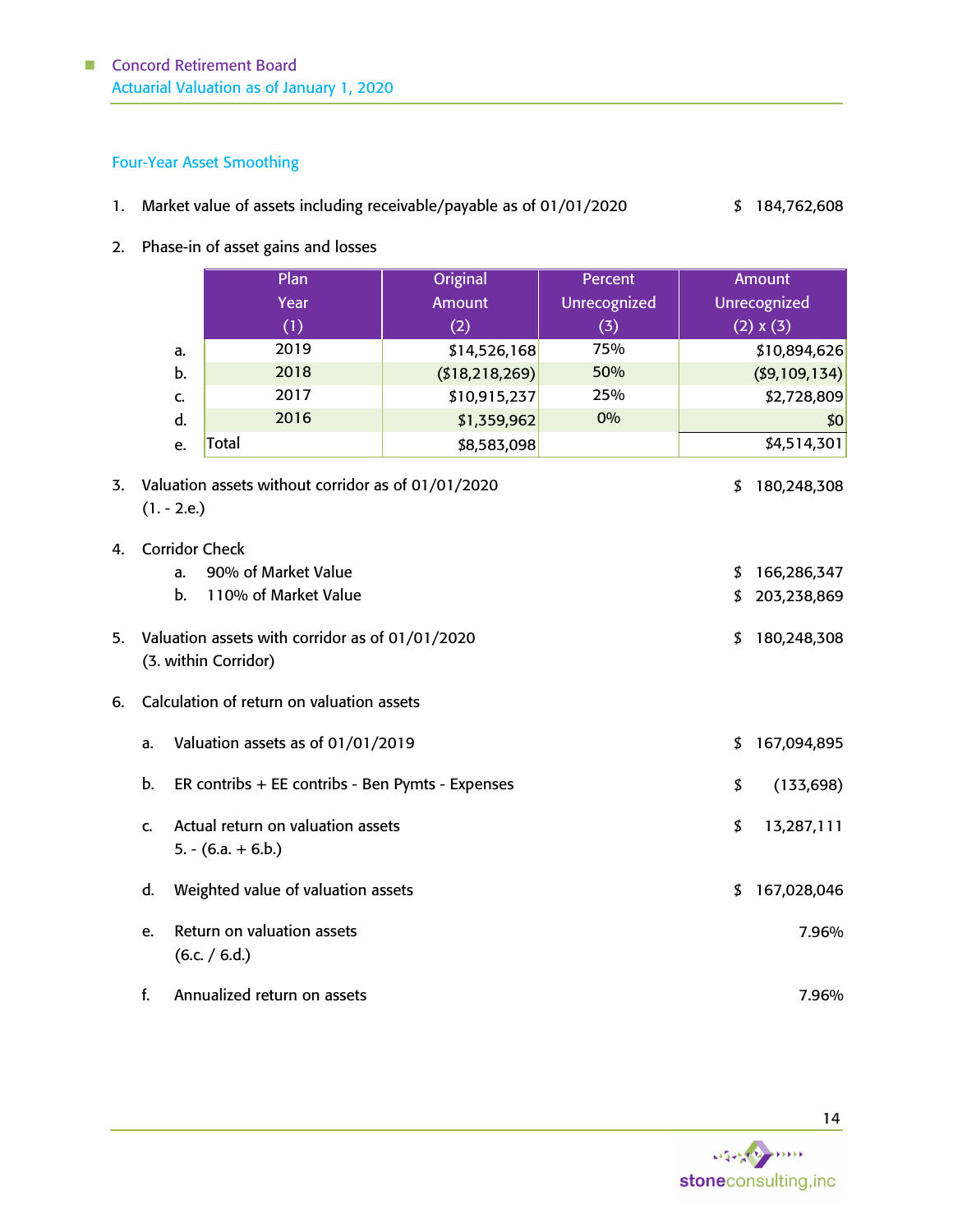## Four-Year Asset Smoothing

1. Market value of assets including receivable/payable as of 01/01/2020 — $ 184,762,608

2. Phase-in of asset gains and losses

| | Plan Year (1) | Original Amount (2) | Percent Unrecognized (3) | Amount Unrecognized (2) x (3) |
|---|---|---|---|---|
| a. | 2019 | $14,526,168 | 75% | $10,894,626 |
| b. | 2018 | ($18,218,269) | 50% | ($9,109,134) |
| c. | 2017 | $10,915,237 | 25% | $2,728,809 |
| d. | 2016 | $1,359,962 | 0% | $0 |
| e. | Total | $8,583,098 | | $4,514,301 |

3. Valuation assets without corridor as of 01/01/2020 (1. - 2.e.) — $ 180,248,308

4. Corridor Check
   a. 90% of Market Value — $ 166,286,347
   b. 110% of Market Value — $ 203,238,869

5. Valuation assets with corridor as of 01/01/2020 (3. within Corridor) — $ 180,248,308

6. Calculation of return on valuation assets
   a. Valuation assets as of 01/01/2019 — $ 167,094,895
   b. ER contribs + EE contribs - Ben Pymts - Expenses — $ (133,698)
   c. Actual return on valuation assets 5. - (6.a. + 6.b.) — $ 13,287,111
   d. Weighted value of valuation assets — $ 167,028,046
   e. Return on valuation assets (6.c. / 6.d.) — 7.96%
   f. Annualized return on assets — 7.96%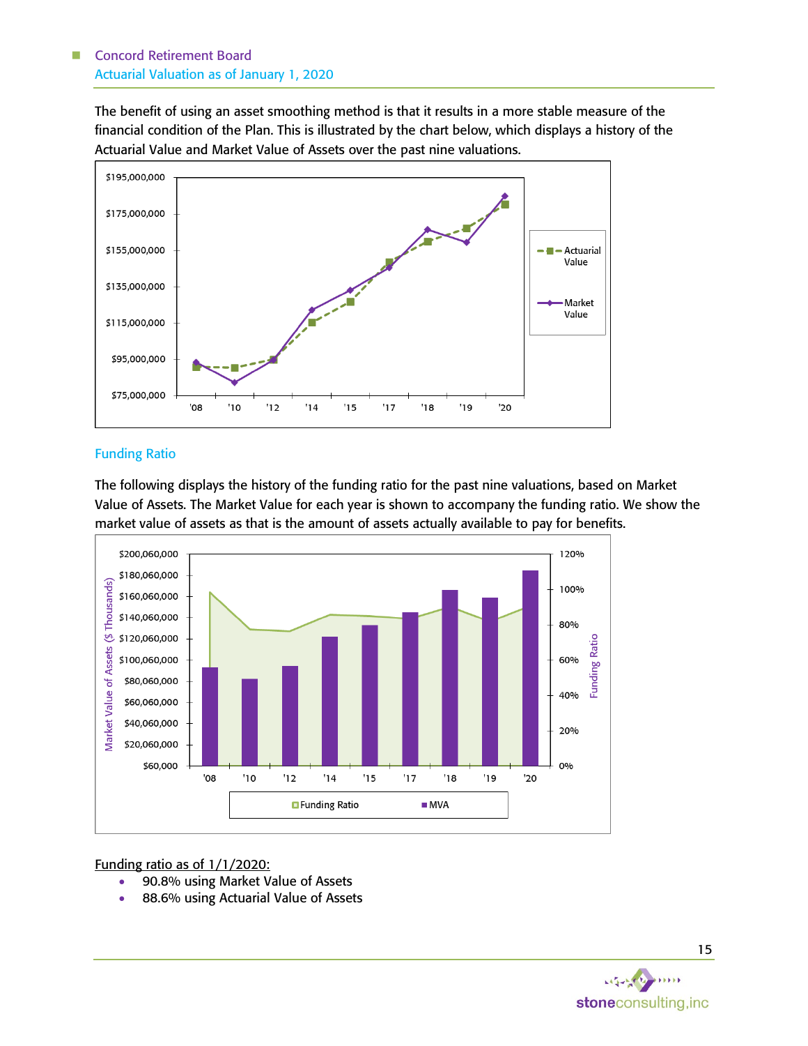The benefit of using an asset smoothing method is that it results in a more stable measure of the financial condition of the Plan. This is illustrated by the chart below, which displays a history of the Actuarial Value and Market Value of Assets over the past nine valuations.

## Funding Ratio

The following displays the history of the funding ratio for the past nine valuations, based on Market Value of Assets. The Market Value for each year is shown to accompany the funding ratio. We show the market value of assets as that is the amount of assets actually available to pay for benefits.

Funding ratio as of 1/1/2020:

- 90.8% using Market Value of Assets
- 88.6% using Actuarial Value of Assets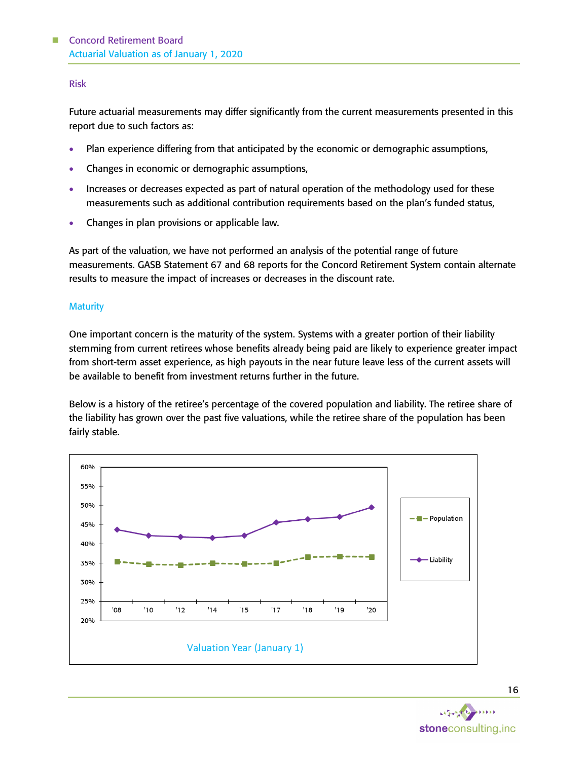### Risk

Future actuarial measurements may differ significantly from the current measurements presented in this report due to such factors as:

- Plan experience differing from that anticipated by the economic or demographic assumptions,
- Changes in economic or demographic assumptions,
- Increases or decreases expected as part of natural operation of the methodology used for these measurements such as additional contribution requirements based on the plan's funded status,
- Changes in plan provisions or applicable law.

As part of the valuation, we have not performed an analysis of the potential range of future measurements. GASB Statement 67 and 68 reports for the Concord Retirement System contain alternate results to measure the impact of increases or decreases in the discount rate.

### Maturity

One important concern is the maturity of the system. Systems with a greater portion of their liability stemming from current retirees whose benefits already being paid are likely to experience greater impact from short-term asset experience, as high payouts in the near future leave less of the current assets will be available to benefit from investment returns further in the future.

Below is a history of the retiree's percentage of the covered population and liability. The retiree share of the liability has grown over the past five valuations, while the retiree share of the population has been fairly stable.

Valuation Year (January 1)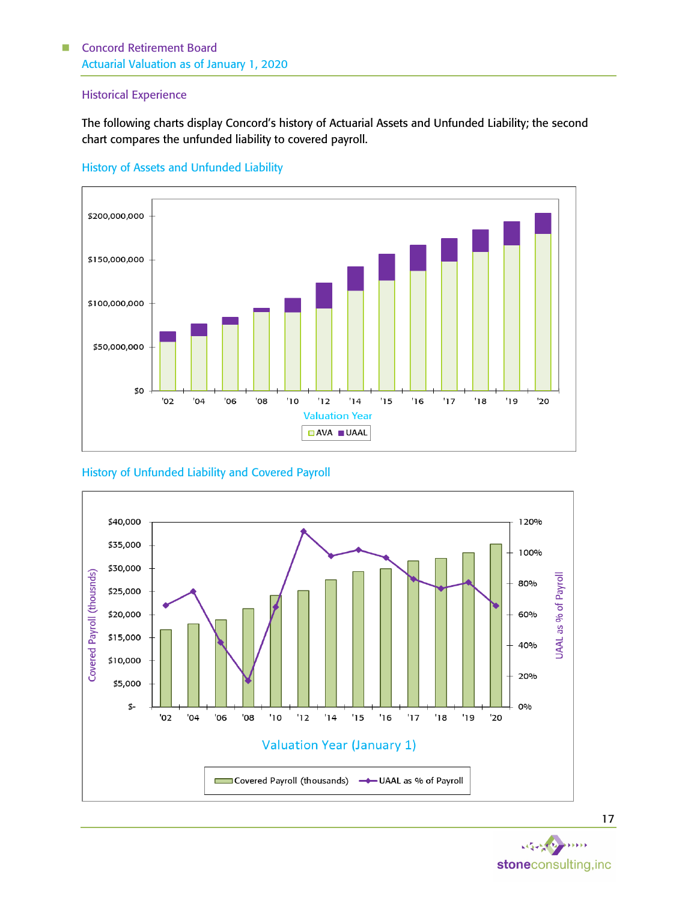## Historical Experience

The following charts display Concord's history of Actuarial Assets and Unfunded Liability; the second chart compares the unfunded liability to covered payroll.

### History of Assets and Unfunded Liability

### History of Unfunded Liability and Covered Payroll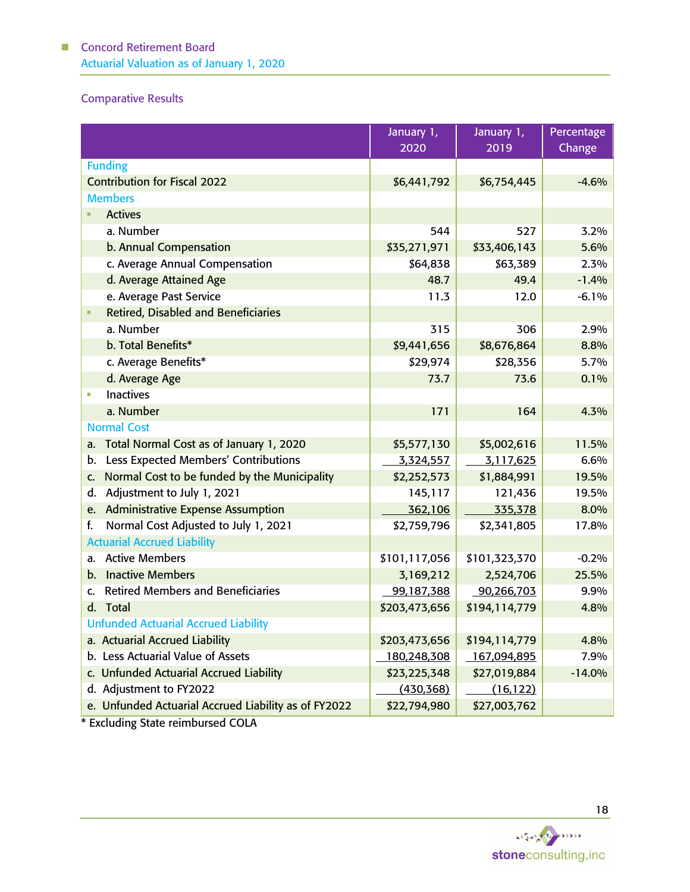## Comparative Results

| | January 1, 2020 | January 1, 2019 | Percentage Change |
|---|---|---|---|
| **Funding** | | | |
| Contribution for Fiscal 2022 | $6,441,792 | $6,754,445 | -4.6% |
| **Members** | | | |
| ▪ Actives | | | |
| a. Number | 544 | 527 | 3.2% |
| b. Annual Compensation | $35,271,971 | $33,406,143 | 5.6% |
| c. Average Annual Compensation | $64,838 | $63,389 | 2.3% |
| d. Average Attained Age | 48.7 | 49.4 | -1.4% |
| e. Average Past Service | 11.3 | 12.0 | -6.1% |
| ▪ Retired, Disabled and Beneficiaries | | | |
| a. Number | 315 | 306 | 2.9% |
| b. Total Benefits* | $9,441,656 | $8,676,864 | 8.8% |
| c. Average Benefits* | $29,974 | $28,356 | 5.7% |
| d. Average Age | 73.7 | 73.6 | 0.1% |
| ▪ Inactives | | | |
| a. Number | 171 | 164 | 4.3% |
| **Normal Cost** | | | |
| a. Total Normal Cost as of January 1, 2020 | $5,577,130 | $5,002,616 | 11.5% |
| b. Less Expected Members' Contributions | 3,324,557 | 3,117,625 | 6.6% |
| c. Normal Cost to be funded by the Municipality | $2,252,573 | $1,884,991 | 19.5% |
| d. Adjustment to July 1, 2021 | 145,117 | 121,436 | 19.5% |
| e. Administrative Expense Assumption | 362,106 | 335,378 | 8.0% |
| f. Normal Cost Adjusted to July 1, 2021 | $2,759,796 | $2,341,805 | 17.8% |
| **Actuarial Accrued Liability** | | | |
| a. Active Members | $101,117,056 | $101,323,370 | -0.2% |
| b. Inactive Members | 3,169,212 | 2,524,706 | 25.5% |
| c. Retired Members and Beneficiaries | 99,187,388 | 90,266,703 | 9.9% |
| d. Total | $203,473,656 | $194,114,779 | 4.8% |
| **Unfunded Actuarial Accrued Liability** | | | |
| a. Actuarial Accrued Liability | $203,473,656 | $194,114,779 | 4.8% |
| b. Less Actuarial Value of Assets | 180,248,308 | 167,094,895 | 7.9% |
| c. Unfunded Actuarial Accrued Liability | $23,225,348 | $27,019,884 | -14.0% |
| d. Adjustment to FY2022 | (430,368) | (16,122) | |
| e. Unfunded Actuarial Accrued Liability as of FY2022 | $22,794,980 | $27,003,762 | |

* Excluding State reimbursed COLA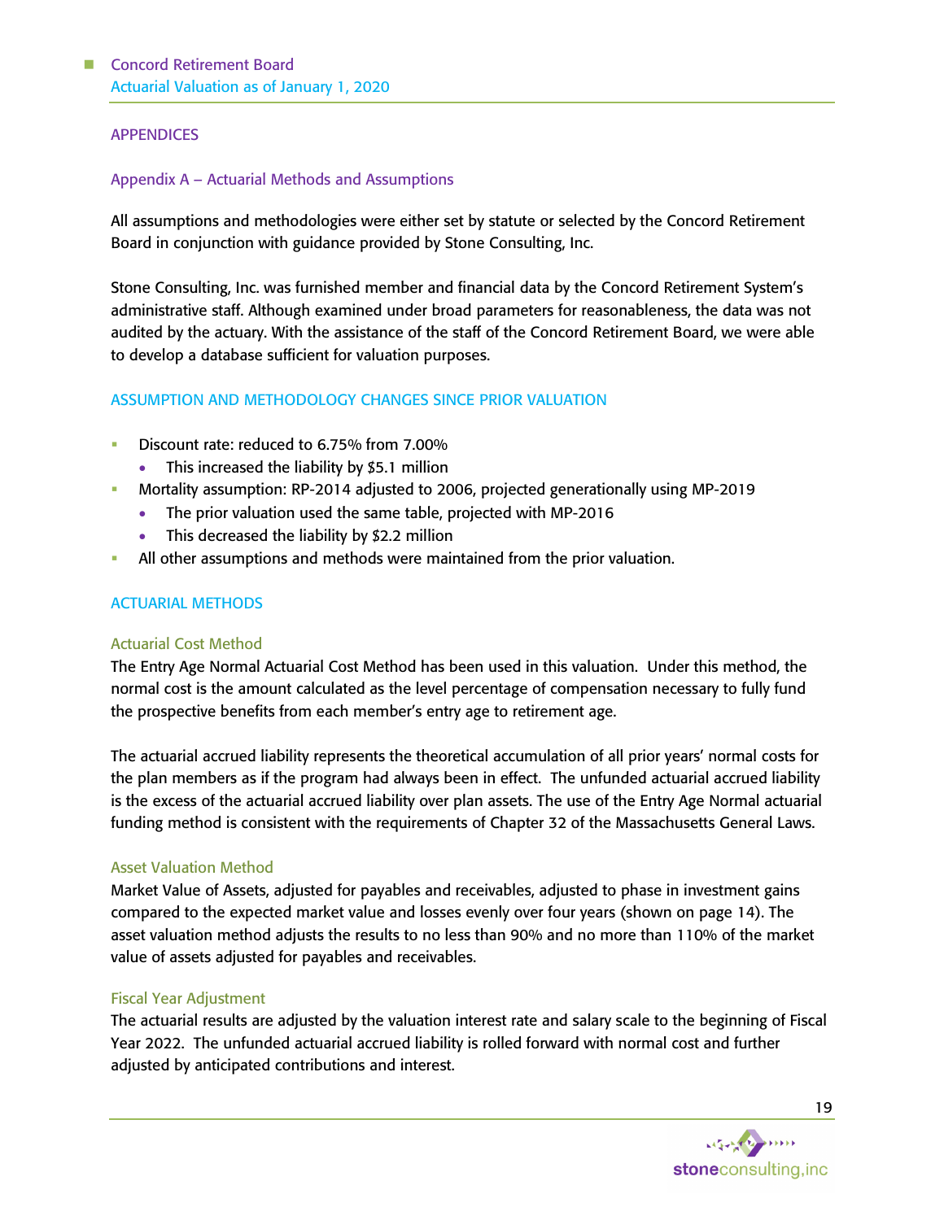# APPENDICES

## Appendix A – Actuarial Methods and Assumptions

All assumptions and methodologies were either set by statute or selected by the Concord Retirement Board in conjunction with guidance provided by Stone Consulting, Inc.

Stone Consulting, Inc. was furnished member and financial data by the Concord Retirement System's administrative staff. Although examined under broad parameters for reasonableness, the data was not audited by the actuary. With the assistance of the staff of the Concord Retirement Board, we were able to develop a database sufficient for valuation purposes.

### ASSUMPTION AND METHODOLOGY CHANGES SINCE PRIOR VALUATION

- Discount rate: reduced to 6.75% from 7.00%
  - This increased the liability by $5.1 million
- Mortality assumption: RP-2014 adjusted to 2006, projected generationally using MP-2019
  - The prior valuation used the same table, projected with MP-2016
  - This decreased the liability by $2.2 million
- All other assumptions and methods were maintained from the prior valuation.

### ACTUARIAL METHODS

#### Actuarial Cost Method

The Entry Age Normal Actuarial Cost Method has been used in this valuation. Under this method, the normal cost is the amount calculated as the level percentage of compensation necessary to fully fund the prospective benefits from each member's entry age to retirement age.

The actuarial accrued liability represents the theoretical accumulation of all prior years' normal costs for the plan members as if the program had always been in effect. The unfunded actuarial accrued liability is the excess of the actuarial accrued liability over plan assets. The use of the Entry Age Normal actuarial funding method is consistent with the requirements of Chapter 32 of the Massachusetts General Laws.

#### Asset Valuation Method

Market Value of Assets, adjusted for payables and receivables, adjusted to phase in investment gains compared to the expected market value and losses evenly over four years (shown on page 14). The asset valuation method adjusts the results to no less than 90% and no more than 110% of the market value of assets adjusted for payables and receivables.

#### Fiscal Year Adjustment

The actuarial results are adjusted by the valuation interest rate and salary scale to the beginning of Fiscal Year 2022. The unfunded actuarial accrued liability is rolled forward with normal cost and further adjusted by anticipated contributions and interest.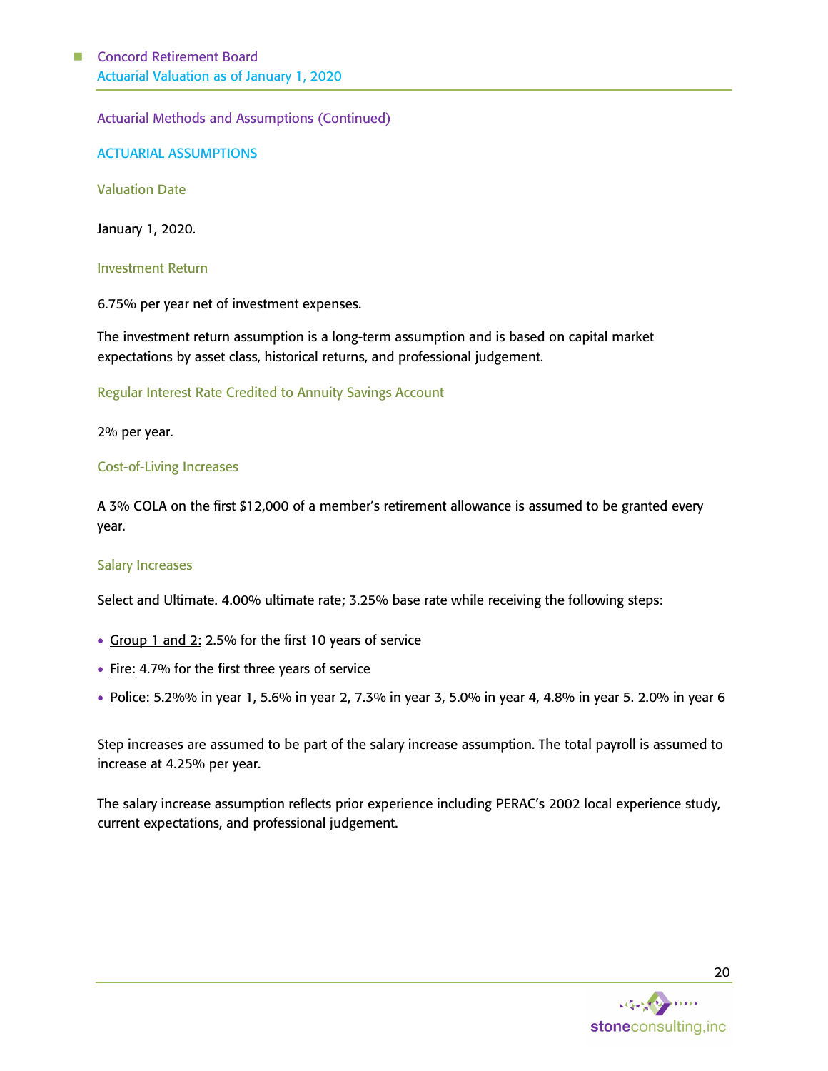## Actuarial Methods and Assumptions (Continued)

### ACTUARIAL ASSUMPTIONS

#### Valuation Date

January 1, 2020.

#### Investment Return

6.75% per year net of investment expenses.

The investment return assumption is a long-term assumption and is based on capital market expectations by asset class, historical returns, and professional judgement.

#### Regular Interest Rate Credited to Annuity Savings Account

2% per year.

#### Cost-of-Living Increases

A 3% COLA on the first $12,000 of a member's retirement allowance is assumed to be granted every year.

#### Salary Increases

Select and Ultimate. 4.00% ultimate rate; 3.25% base rate while receiving the following steps:

- Group 1 and 2: 2.5% for the first 10 years of service
- Fire: 4.7% for the first three years of service
- Police: 5.2%% in year 1, 5.6% in year 2, 7.3% in year 3, 5.0% in year 4, 4.8% in year 5. 2.0% in year 6

Step increases are assumed to be part of the salary increase assumption. The total payroll is assumed to increase at 4.25% per year.

The salary increase assumption reflects prior experience including PERAC's 2002 local experience study, current expectations, and professional judgement.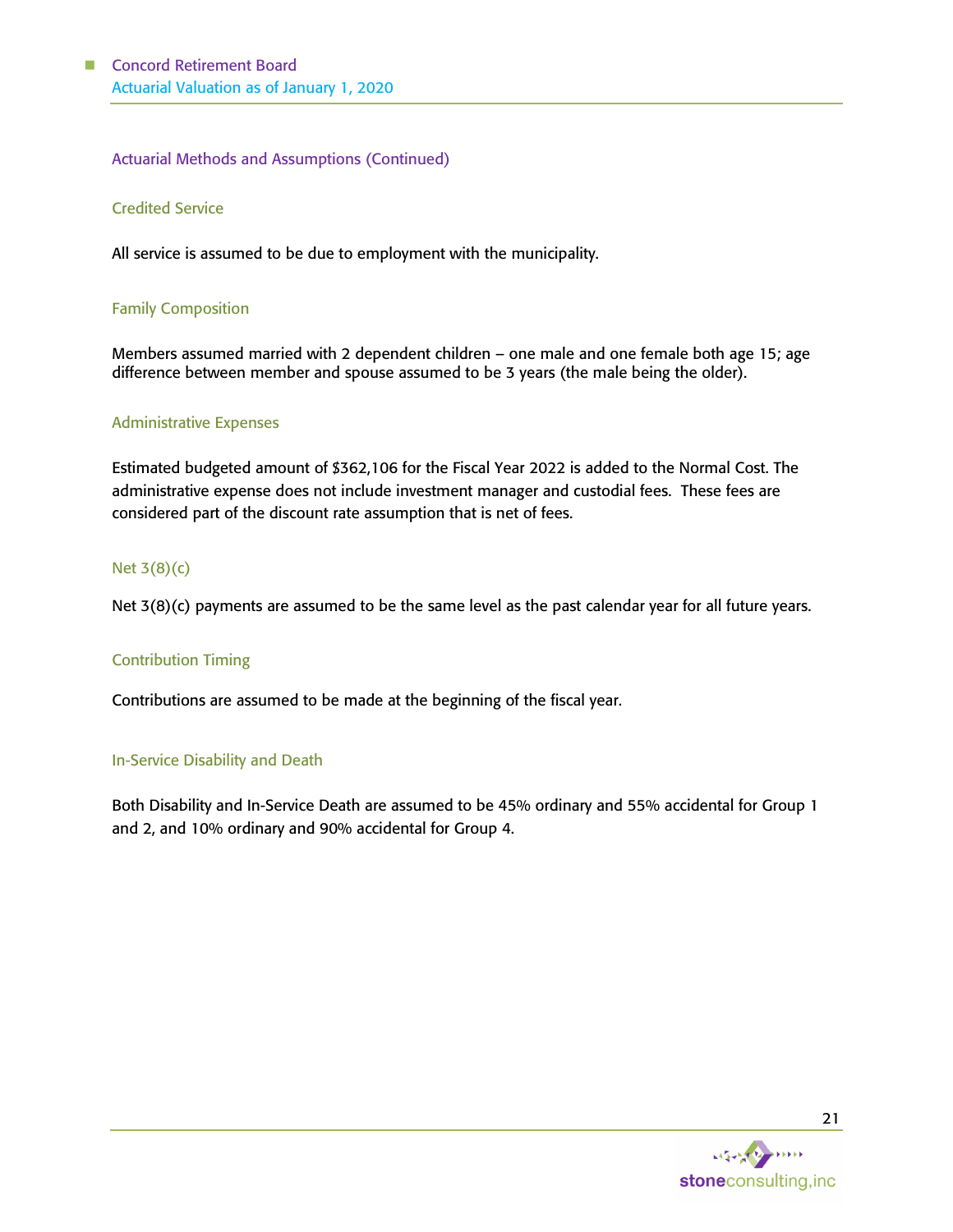## Actuarial Methods and Assumptions (Continued)

### Credited Service

All service is assumed to be due to employment with the municipality.

### Family Composition

Members assumed married with 2 dependent children – one male and one female both age 15; age difference between member and spouse assumed to be 3 years (the male being the older).

### Administrative Expenses

Estimated budgeted amount of $362,106 for the Fiscal Year 2022 is added to the Normal Cost. The administrative expense does not include investment manager and custodial fees. These fees are considered part of the discount rate assumption that is net of fees.

### Net 3(8)(c)

Net 3(8)(c) payments are assumed to be the same level as the past calendar year for all future years.

### Contribution Timing

Contributions are assumed to be made at the beginning of the fiscal year.

### In-Service Disability and Death

Both Disability and In-Service Death are assumed to be 45% ordinary and 55% accidental for Group 1 and 2, and 10% ordinary and 90% accidental for Group 4.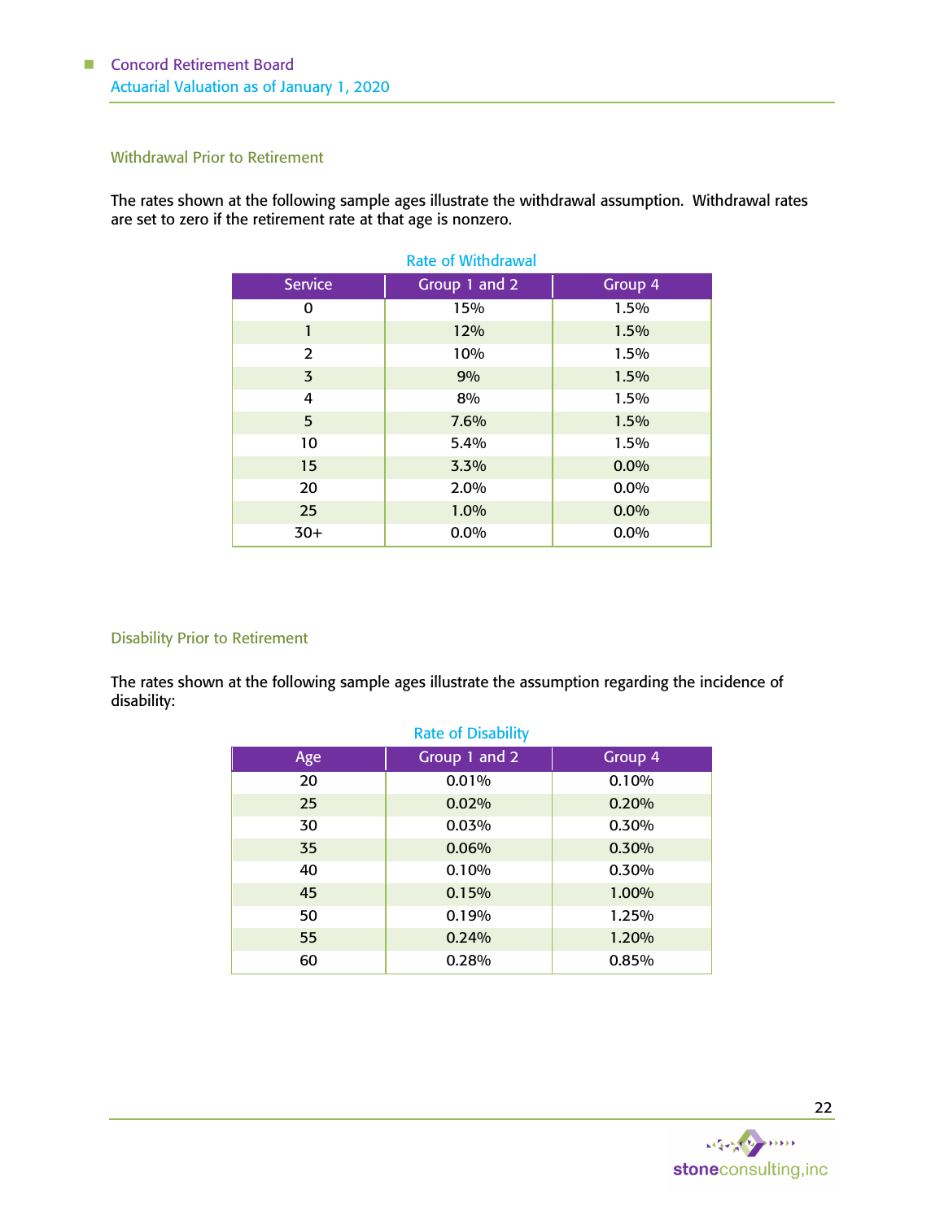### Withdrawal Prior to Retirement

The rates shown at the following sample ages illustrate the withdrawal assumption. Withdrawal rates are set to zero if the retirement rate at that age is nonzero.

Rate of Withdrawal

| Service | Group 1 and 2 | Group 4 |
|---|---|---|
| 0 | 15% | 1.5% |
| 1 | 12% | 1.5% |
| 2 | 10% | 1.5% |
| 3 | 9% | 1.5% |
| 4 | 8% | 1.5% |
| 5 | 7.6% | 1.5% |
| 10 | 5.4% | 1.5% |
| 15 | 3.3% | 0.0% |
| 20 | 2.0% | 0.0% |
| 25 | 1.0% | 0.0% |
| 30+ | 0.0% | 0.0% |

### Disability Prior to Retirement

The rates shown at the following sample ages illustrate the assumption regarding the incidence of disability:

Rate of Disability

| Age | Group 1 and 2 | Group 4 |
|---|---|---|
| 20 | 0.01% | 0.10% |
| 25 | 0.02% | 0.20% |
| 30 | 0.03% | 0.30% |
| 35 | 0.06% | 0.30% |
| 40 | 0.10% | 0.30% |
| 45 | 0.15% | 1.00% |
| 50 | 0.19% | 1.25% |
| 55 | 0.24% | 1.20% |
| 60 | 0.28% | 0.85% |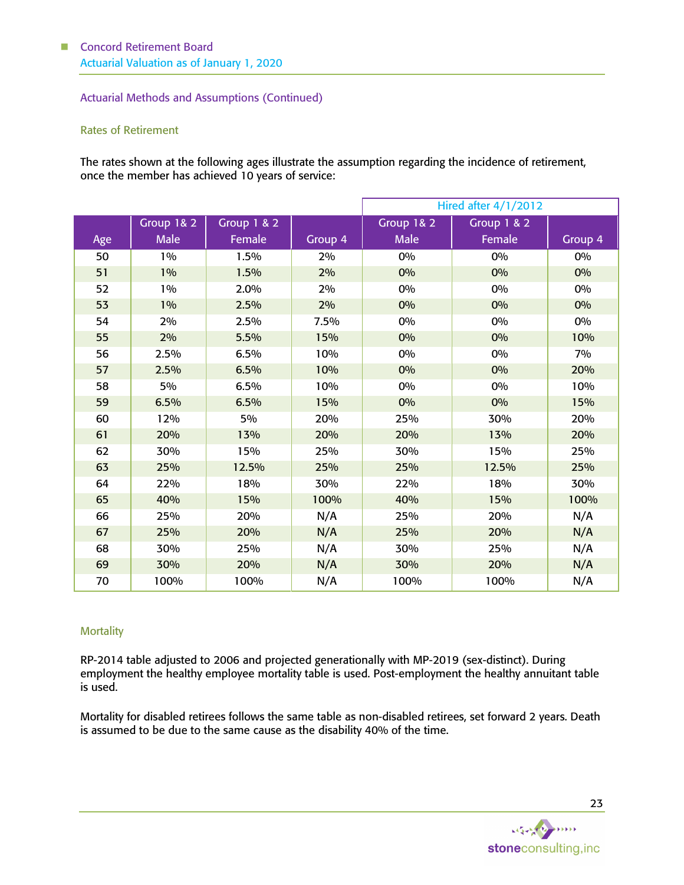## Actuarial Methods and Assumptions (Continued)

### Rates of Retirement

The rates shown at the following ages illustrate the assumption regarding the incidence of retirement, once the member has achieved 10 years of service:

| | | | | Hired after 4/1/2012 | | |
|---|---|---|---|---|---|---|
| Age | Group 1& 2 Male | Group 1 & 2 Female | Group 4 | Group 1& 2 Male | Group 1 & 2 Female | Group 4 |
| 50 | 1% | 1.5% | 2% | 0% | 0% | 0% |
| 51 | 1% | 1.5% | 2% | 0% | 0% | 0% |
| 52 | 1% | 2.0% | 2% | 0% | 0% | 0% |
| 53 | 1% | 2.5% | 2% | 0% | 0% | 0% |
| 54 | 2% | 2.5% | 7.5% | 0% | 0% | 0% |
| 55 | 2% | 5.5% | 15% | 0% | 0% | 10% |
| 56 | 2.5% | 6.5% | 10% | 0% | 0% | 7% |
| 57 | 2.5% | 6.5% | 10% | 0% | 0% | 20% |
| 58 | 5% | 6.5% | 10% | 0% | 0% | 10% |
| 59 | 6.5% | 6.5% | 15% | 0% | 0% | 15% |
| 60 | 12% | 5% | 20% | 25% | 30% | 20% |
| 61 | 20% | 13% | 20% | 20% | 13% | 20% |
| 62 | 30% | 15% | 25% | 30% | 15% | 25% |
| 63 | 25% | 12.5% | 25% | 25% | 12.5% | 25% |
| 64 | 22% | 18% | 30% | 22% | 18% | 30% |
| 65 | 40% | 15% | 100% | 40% | 15% | 100% |
| 66 | 25% | 20% | N/A | 25% | 20% | N/A |
| 67 | 25% | 20% | N/A | 25% | 20% | N/A |
| 68 | 30% | 25% | N/A | 30% | 25% | N/A |
| 69 | 30% | 20% | N/A | 30% | 20% | N/A |
| 70 | 100% | 100% | N/A | 100% | 100% | N/A |

### Mortality

RP-2014 table adjusted to 2006 and projected generationally with MP-2019 (sex-distinct). During employment the healthy employee mortality table is used. Post-employment the healthy annuitant table is used.

Mortality for disabled retirees follows the same table as non-disabled retirees, set forward 2 years. Death is assumed to be due to the same cause as the disability 40% of the time.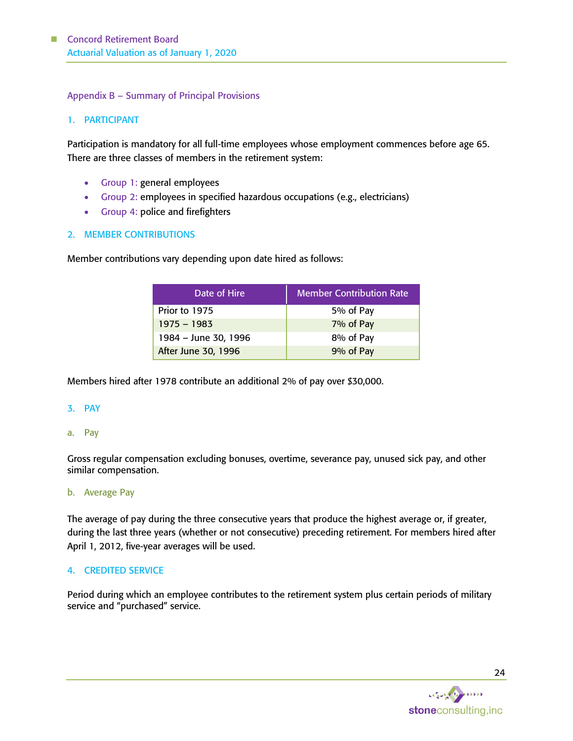## Appendix B – Summary of Principal Provisions

### 1. PARTICIPANT

Participation is mandatory for all full-time employees whose employment commences before age 65. There are three classes of members in the retirement system:

- Group 1: general employees
- Group 2: employees in specified hazardous occupations (e.g., electricians)
- Group 4: police and firefighters

### 2. MEMBER CONTRIBUTIONS

Member contributions vary depending upon date hired as follows:

| Date of Hire | Member Contribution Rate |
|---|---|
| Prior to 1975 | 5% of Pay |
| 1975 – 1983 | 7% of Pay |
| 1984 – June 30, 1996 | 8% of Pay |
| After June 30, 1996 | 9% of Pay |

Members hired after 1978 contribute an additional 2% of pay over $30,000.

### 3. PAY

#### a. Pay

Gross regular compensation excluding bonuses, overtime, severance pay, unused sick pay, and other similar compensation.

#### b. Average Pay

The average of pay during the three consecutive years that produce the highest average or, if greater, during the last three years (whether or not consecutive) preceding retirement. For members hired after April 1, 2012, five-year averages will be used.

### 4. CREDITED SERVICE

Period during which an employee contributes to the retirement system plus certain periods of military service and "purchased" service.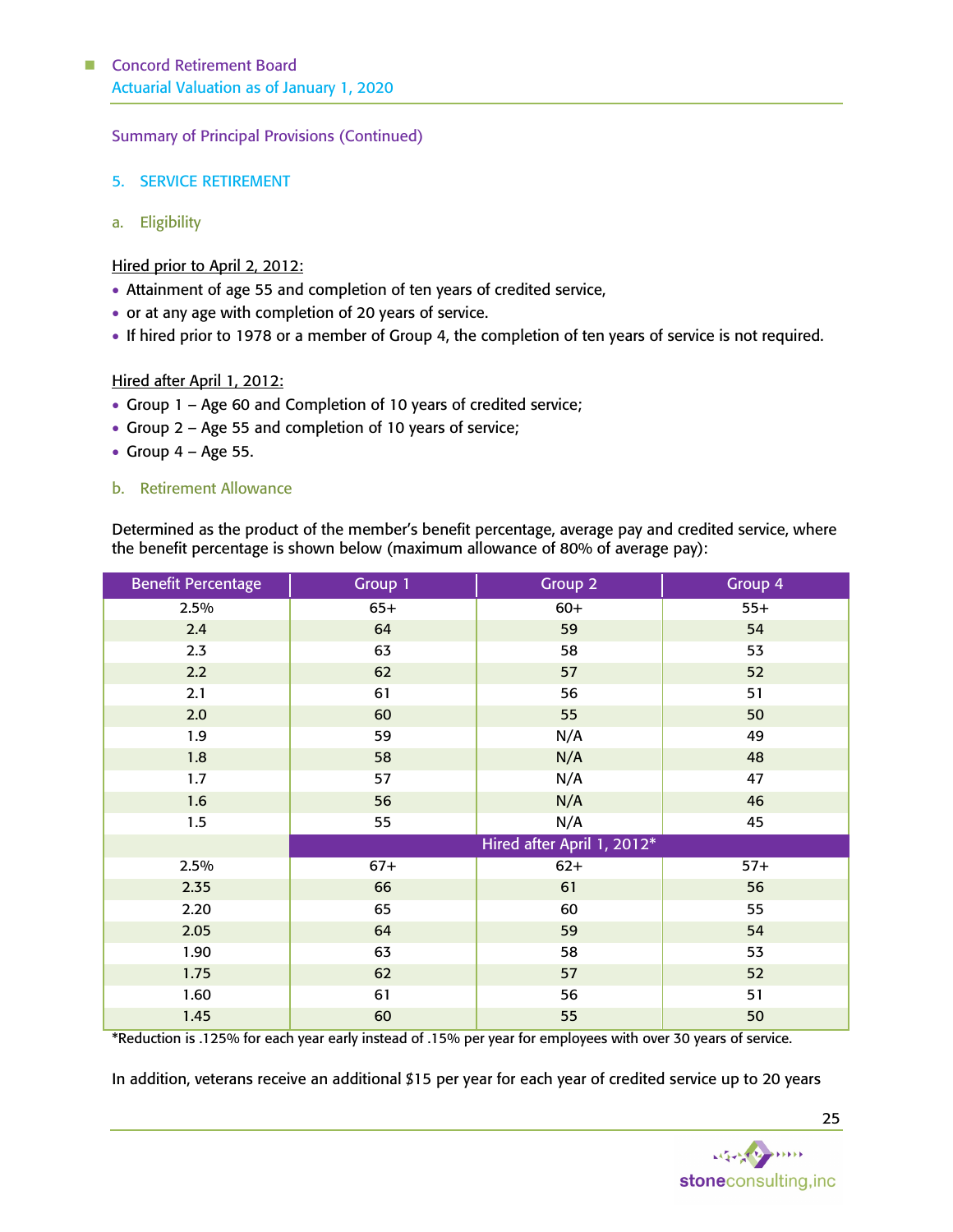Summary of Principal Provisions (Continued)

## 5. SERVICE RETIREMENT

### a. Eligibility

Hired prior to April 2, 2012:

- Attainment of age 55 and completion of ten years of credited service,
- or at any age with completion of 20 years of service.
- If hired prior to 1978 or a member of Group 4, the completion of ten years of service is not required.

Hired after April 1, 2012:

- Group 1 – Age 60 and Completion of 10 years of credited service;
- Group 2 – Age 55 and completion of 10 years of service;
- Group 4 – Age 55.

### b. Retirement Allowance

Determined as the product of the member's benefit percentage, average pay and credited service, where the benefit percentage is shown below (maximum allowance of 80% of average pay):

| Benefit Percentage | Group 1 | Group 2 | Group 4 |
|---|---|---|---|
| 2.5% | 65+ | 60+ | 55+ |
| 2.4 | 64 | 59 | 54 |
| 2.3 | 63 | 58 | 53 |
| 2.2 | 62 | 57 | 52 |
| 2.1 | 61 | 56 | 51 |
| 2.0 | 60 | 55 | 50 |
| 1.9 | 59 | N/A | 49 |
| 1.8 | 58 | N/A | 48 |
| 1.7 | 57 | N/A | 47 |
| 1.6 | 56 | N/A | 46 |
| 1.5 | 55 | N/A | 45 |
| | Hired after April 1, 2012* | | |
| 2.5% | 67+ | 62+ | 57+ |
| 2.35 | 66 | 61 | 56 |
| 2.20 | 65 | 60 | 55 |
| 2.05 | 64 | 59 | 54 |
| 1.90 | 63 | 58 | 53 |
| 1.75 | 62 | 57 | 52 |
| 1.60 | 61 | 56 | 51 |
| 1.45 | 60 | 55 | 50 |

*Reduction is .125% for each year early instead of .15% per year for employees with over 30 years of service.

In addition, veterans receive an additional $15 per year for each year of credited service up to 20 years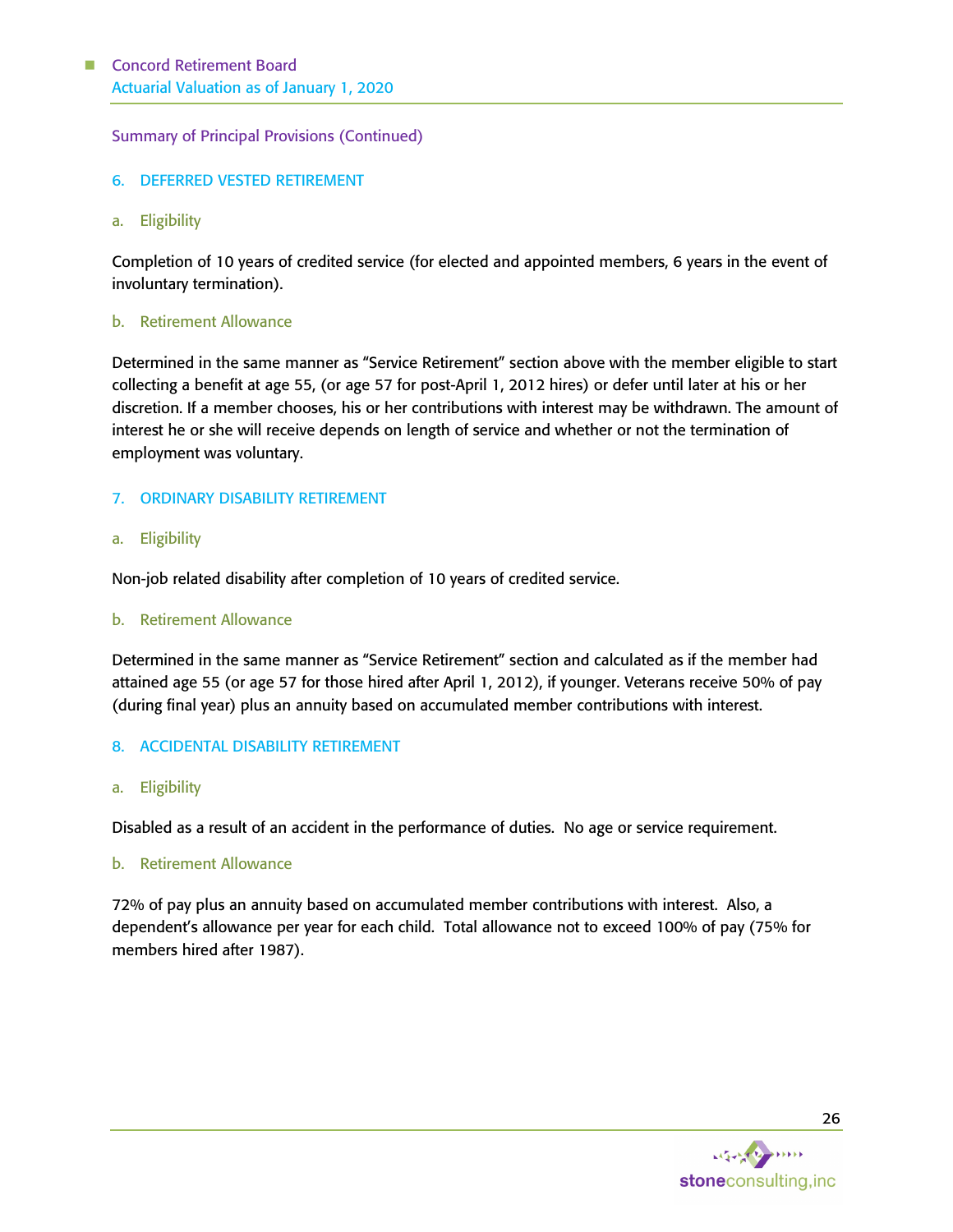Summary of Principal Provisions (Continued)

## 6. DEFERRED VESTED RETIREMENT

### a. Eligibility

Completion of 10 years of credited service (for elected and appointed members, 6 years in the event of involuntary termination).

### b. Retirement Allowance

Determined in the same manner as "Service Retirement" section above with the member eligible to start collecting a benefit at age 55, (or age 57 for post-April 1, 2012 hires) or defer until later at his or her discretion. If a member chooses, his or her contributions with interest may be withdrawn. The amount of interest he or she will receive depends on length of service and whether or not the termination of employment was voluntary.

## 7. ORDINARY DISABILITY RETIREMENT

### a. Eligibility

Non-job related disability after completion of 10 years of credited service.

### b. Retirement Allowance

Determined in the same manner as "Service Retirement" section and calculated as if the member had attained age 55 (or age 57 for those hired after April 1, 2012), if younger. Veterans receive 50% of pay (during final year) plus an annuity based on accumulated member contributions with interest.

## 8. ACCIDENTAL DISABILITY RETIREMENT

### a. Eligibility

Disabled as a result of an accident in the performance of duties. No age or service requirement.

### b. Retirement Allowance

72% of pay plus an annuity based on accumulated member contributions with interest. Also, a dependent's allowance per year for each child. Total allowance not to exceed 100% of pay (75% for members hired after 1987).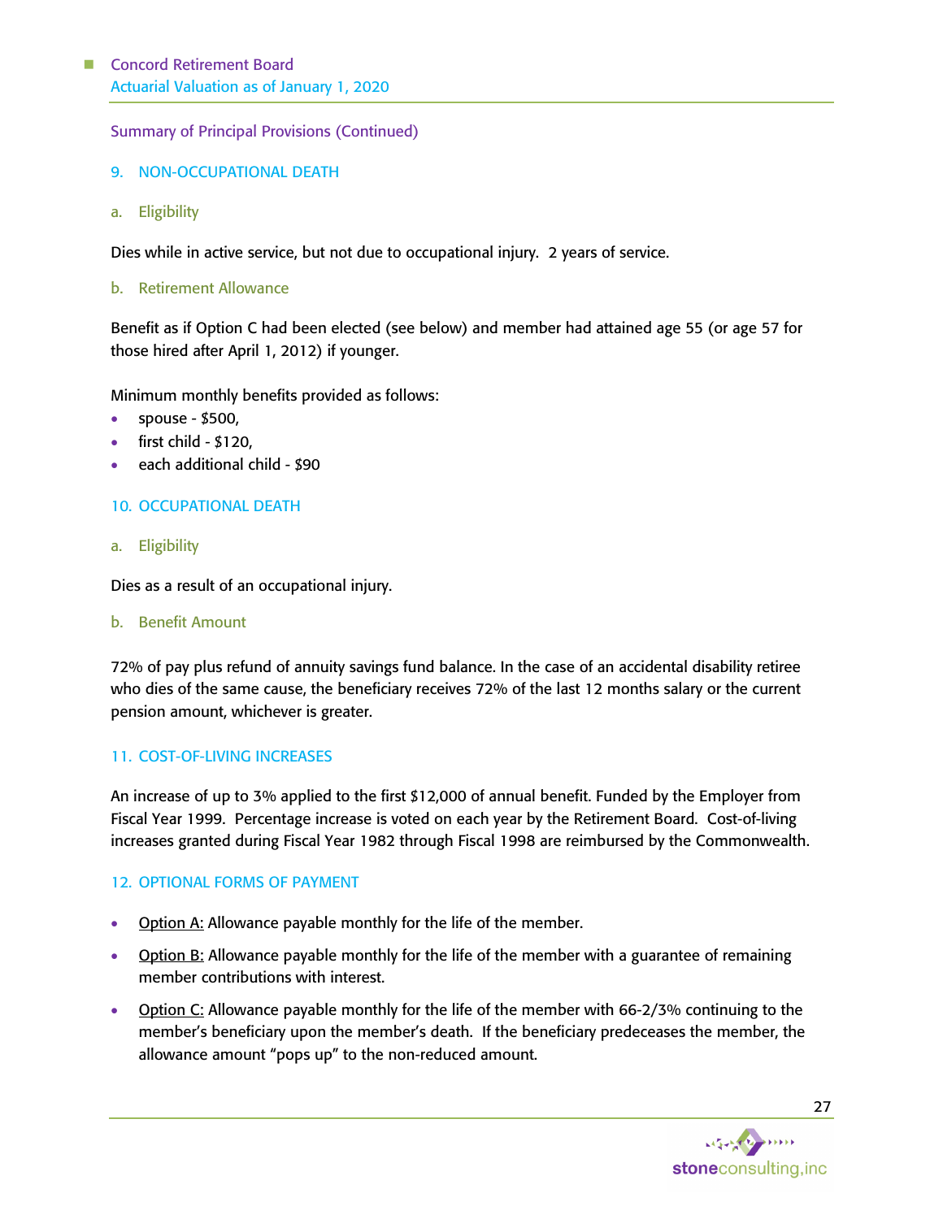Summary of Principal Provisions (Continued)

## 9. NON-OCCUPATIONAL DEATH

### a. Eligibility

Dies while in active service, but not due to occupational injury. 2 years of service.

### b. Retirement Allowance

Benefit as if Option C had been elected (see below) and member had attained age 55 (or age 57 for those hired after April 1, 2012) if younger.

Minimum monthly benefits provided as follows:

- spouse - $500,
- first child - $120,
- each additional child - $90

## 10. OCCUPATIONAL DEATH

### a. Eligibility

Dies as a result of an occupational injury.

### b. Benefit Amount

72% of pay plus refund of annuity savings fund balance. In the case of an accidental disability retiree who dies of the same cause, the beneficiary receives 72% of the last 12 months salary or the current pension amount, whichever is greater.

## 11. COST-OF-LIVING INCREASES

An increase of up to 3% applied to the first $12,000 of annual benefit. Funded by the Employer from Fiscal Year 1999. Percentage increase is voted on each year by the Retirement Board. Cost-of-living increases granted during Fiscal Year 1982 through Fiscal 1998 are reimbursed by the Commonwealth.

## 12. OPTIONAL FORMS OF PAYMENT

- Option A: Allowance payable monthly for the life of the member.
- Option B: Allowance payable monthly for the life of the member with a guarantee of remaining member contributions with interest.
- Option C: Allowance payable monthly for the life of the member with 66-2/3% continuing to the member's beneficiary upon the member's death. If the beneficiary predeceases the member, the allowance amount "pops up" to the non-reduced amount.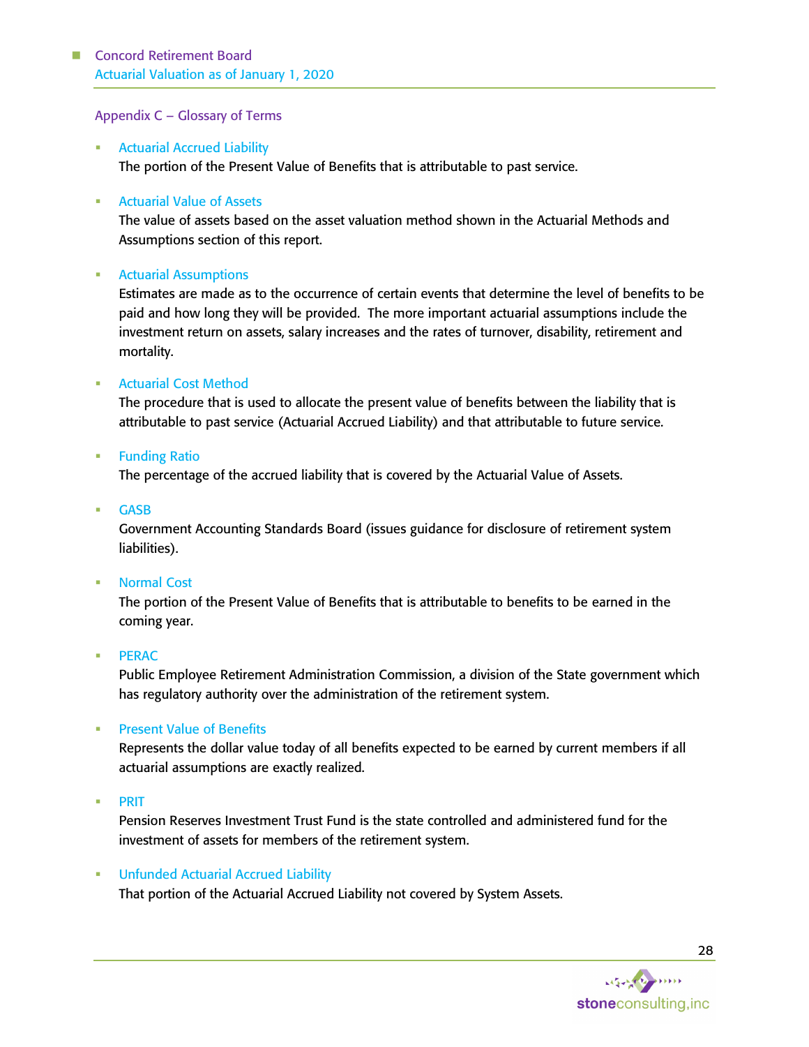## Appendix C – Glossary of Terms

- **Actuarial Accrued Liability**
  The portion of the Present Value of Benefits that is attributable to past service.

- **Actuarial Value of Assets**
  The value of assets based on the asset valuation method shown in the Actuarial Methods and Assumptions section of this report.

- **Actuarial Assumptions**
  Estimates are made as to the occurrence of certain events that determine the level of benefits to be paid and how long they will be provided. The more important actuarial assumptions include the investment return on assets, salary increases and the rates of turnover, disability, retirement and mortality.

- **Actuarial Cost Method**
  The procedure that is used to allocate the present value of benefits between the liability that is attributable to past service (Actuarial Accrued Liability) and that attributable to future service.

- **Funding Ratio**
  The percentage of the accrued liability that is covered by the Actuarial Value of Assets.

- **GASB**
  Government Accounting Standards Board (issues guidance for disclosure of retirement system liabilities).

- **Normal Cost**
  The portion of the Present Value of Benefits that is attributable to benefits to be earned in the coming year.

- **PERAC**
  Public Employee Retirement Administration Commission, a division of the State government which has regulatory authority over the administration of the retirement system.

- **Present Value of Benefits**
  Represents the dollar value today of all benefits expected to be earned by current members if all actuarial assumptions are exactly realized.

- **PRIT**
  Pension Reserves Investment Trust Fund is the state controlled and administered fund for the investment of assets for members of the retirement system.

- **Unfunded Actuarial Accrued Liability**
  That portion of the Actuarial Accrued Liability not covered by System Assets.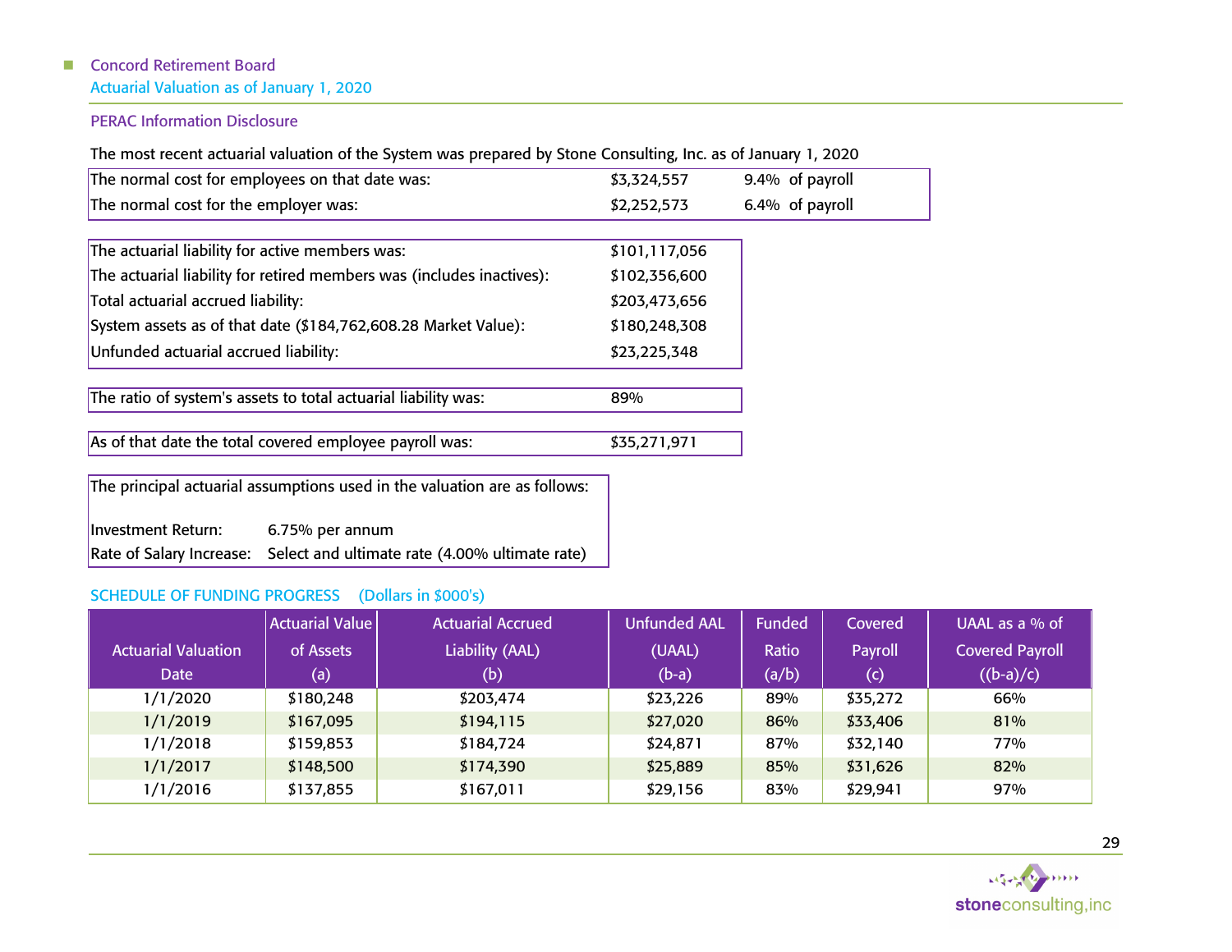## PERAC Information Disclosure

The most recent actuarial valuation of the System was prepared by Stone Consulting, Inc. as of January 1, 2020

| | | |
|---|---|---|
| The normal cost for employees on that date was: | $3,324,557 | 9.4% of payroll |
| The normal cost for the employer was: | $2,252,573 | 6.4% of payroll |

| | |
|---|---|
| The actuarial liability for active members was: | $101,117,056 |
| The actuarial liability for retired members was (includes inactives): | $102,356,600 |
| Total actuarial accrued liability: | $203,473,656 |
| System assets as of that date ($184,762,608.28 Market Value): | $180,248,308 |
| Unfunded actuarial accrued liability: | $23,225,348 |

| | |
|---|---|
| The ratio of system's assets to total actuarial liability was: | 89% |

| | |
|---|---|
| As of that date the total covered employee payroll was: | $35,271,971 |

The principal actuarial assumptions used in the valuation are as follows:

| | |
|---|---|
| Investment Return: | 6.75% per annum |
| Rate of Salary Increase: | Select and ultimate rate (4.00% ultimate rate) |

### SCHEDULE OF FUNDING PROGRESS (Dollars in $000's)

| Actuarial Valuation Date | Actuarial Value of Assets (a) | Actuarial Accrued Liability (AAL) (b) | Unfunded AAL (UAAL) (b-a) | Funded Ratio (a/b) | Covered Payroll (c) | UAAL as a % of Covered Payroll ((b-a)/c) |
|---|---|---|---|---|---|---|
| 1/1/2020 | $180,248 | $203,474 | $23,226 | 89% | $35,272 | 66% |
| 1/1/2019 | $167,095 | $194,115 | $27,020 | 86% | $33,406 | 81% |
| 1/1/2018 | $159,853 | $184,724 | $24,871 | 87% | $32,140 | 77% |
| 1/1/2017 | $148,500 | $174,390 | $25,889 | 85% | $31,626 | 82% |
| 1/1/2016 | $137,855 | $167,011 | $29,156 | 83% | $29,941 | 97% |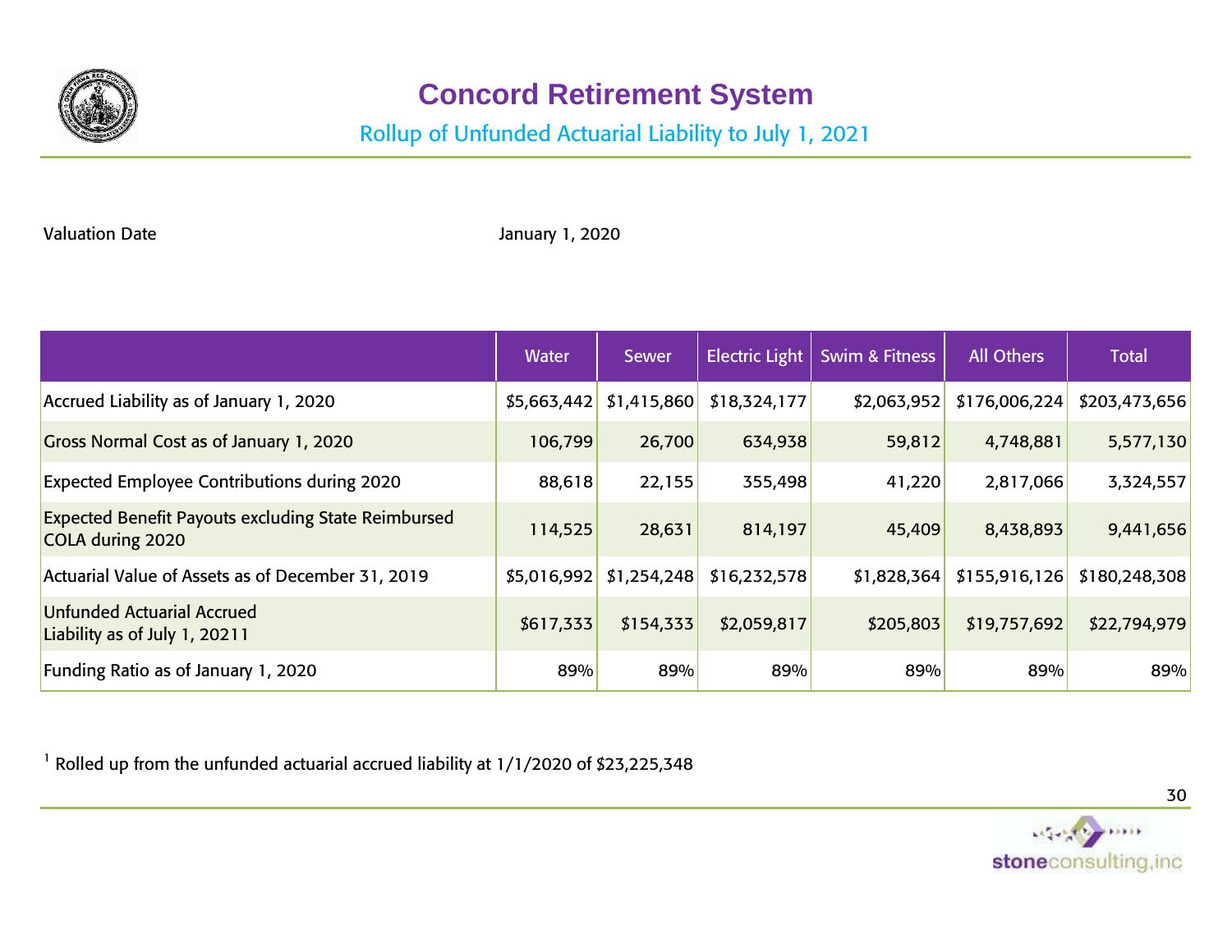# Concord Retirement System

## Rollup of Unfunded Actuarial Liability to July 1, 2021

Valuation Date January 1, 2020

| | Water | Sewer | Electric Light | Swim & Fitness | All Others | Total |
|---|---|---|---|---|---|---|
| Accrued Liability as of January 1, 2020 | $5,663,442 | $1,415,860 | $18,324,177 | $2,063,952 | $176,006,224 | $203,473,656 |
| Gross Normal Cost as of January 1, 2020 | 106,799 | 26,700 | 634,938 | 59,812 | 4,748,881 | 5,577,130 |
| Expected Employee Contributions during 2020 | 88,618 | 22,155 | 355,498 | 41,220 | 2,817,066 | 3,324,557 |
| Expected Benefit Payouts excluding State Reimbursed COLA during 2020 | 114,525 | 28,631 | 814,197 | 45,409 | 8,438,893 | 9,441,656 |
| Actuarial Value of Assets as of December 31, 2019 | $5,016,992 | $1,254,248 | $16,232,578 | $1,828,364 | $155,916,126 | $180,248,308 |
| Unfunded Actuarial Accrued Liability as of July 1, 2021[1] | $617,333 | $154,333 | $2,059,817 | $205,803 | $19,757,692 | $22,794,979 |
| Funding Ratio as of January 1, 2020 | 89% | 89% | 89% | 89% | 89% | 89% |

[1] Rolled up from the unfunded actuarial accrued liability at 1/1/2020 of $23,225,348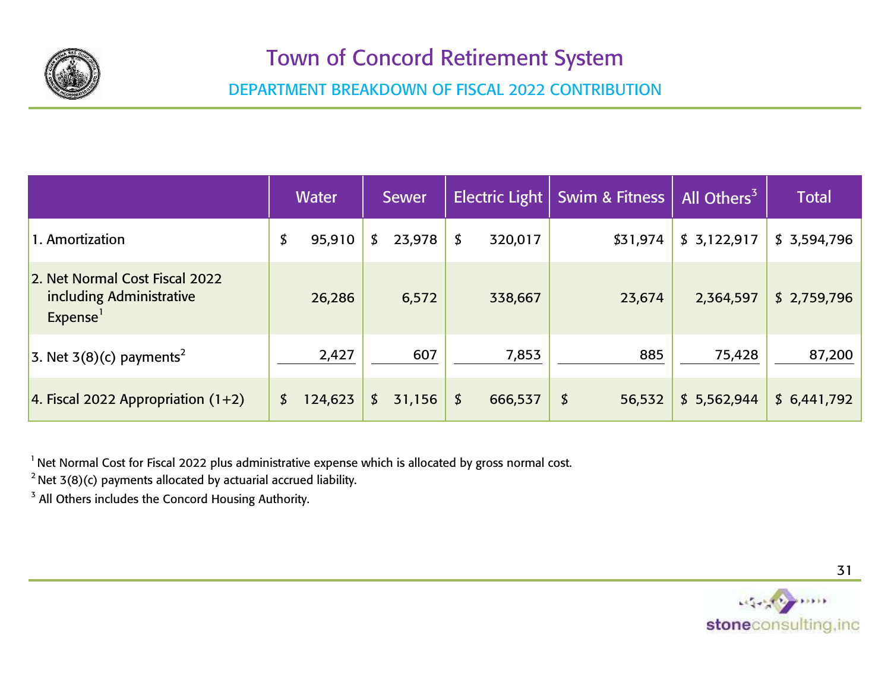# Town of Concord Retirement System

## DEPARTMENT BREAKDOWN OF FISCAL 2022 CONTRIBUTION

| | Water | Sewer | Electric Light | Swim & Fitness | All Others[3] | Total |
|---|---|---|---|---|---|---|
| 1. Amortization | $ 95,910 | $ 23,978 | $ 320,017 | $31,974 | $ 3,122,917 | $ 3,594,796 |
| 2. Net Normal Cost Fiscal 2022 including Administrative Expense[1] | 26,286 | 6,572 | 338,667 | 23,674 | 2,364,597 | $ 2,759,796 |
| 3. Net 3(8)(c) payments[2] | 2,427 | 607 | 7,853 | 885 | 75,428 | 87,200 |
| 4. Fiscal 2022 Appropriation (1+2) | $ 124,623 | $ 31,156 | $ 666,537 | $ 56,532 | $ 5,562,944 | $ 6,441,792 |

[1] Net Normal Cost for Fiscal 2022 plus administrative expense which is allocated by gross normal cost.

[2] Net 3(8)(c) payments allocated by actuarial accrued liability.

[3] All Others includes the Concord Housing Authority.